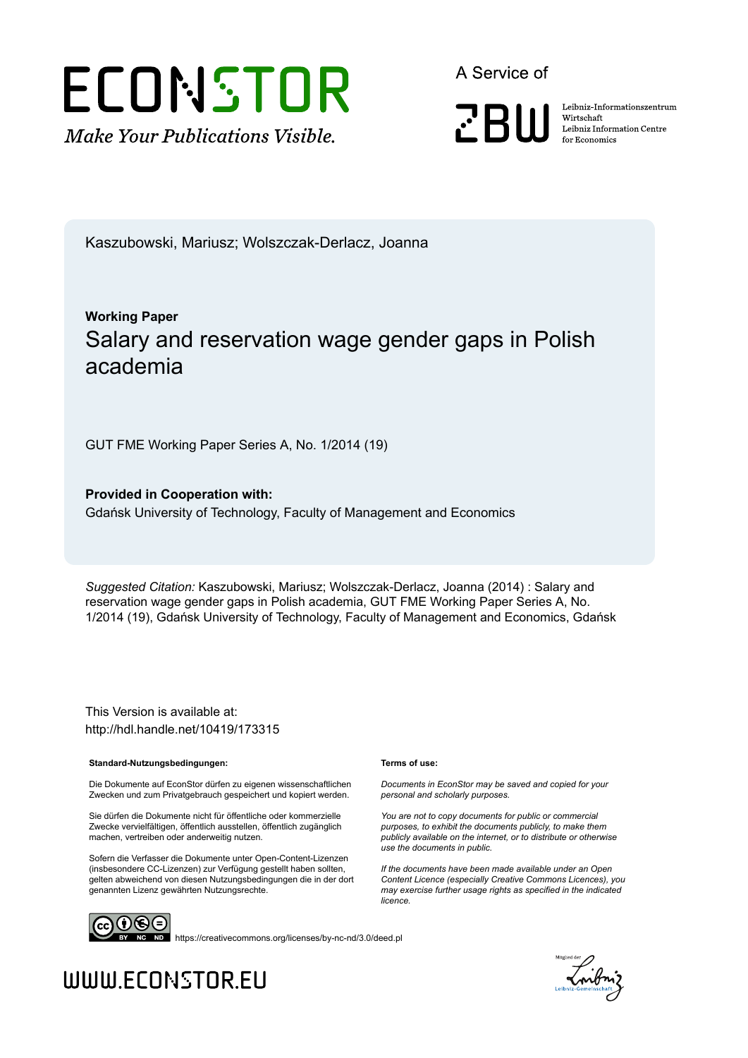Kaszubowski, Mariusz; Wolszczak-Derlacz, Joanna

**Working Paper**

# Salary and reservation wage gender gaps in Polish academia

GUT FME Working Paper Series A, No. 1/2014 (19)

**Provided in Cooperation with:**
Gdańsk University of Technology, Faculty of Management and Economics

*Suggested Citation:* Kaszubowski, Mariusz; Wolszczak-Derlacz, Joanna (2014) : Salary and reservation wage gender gaps in Polish academia, GUT FME Working Paper Series A, No. 1/2014 (19), Gdańsk University of Technology, Faculty of Management and Economics, Gdańsk

This Version is available at:
http://hdl.handle.net/10419/173315

**Standard-Nutzungsbedingungen:**

Die Dokumente auf EconStor dürfen zu eigenen wissenschaftlichen Zwecken und zum Privatgebrauch gespeichert und kopiert werden.

Sie dürfen die Dokumente nicht für öffentliche oder kommerzielle Zwecke vervielfältigen, öffentlich ausstellen, öffentlich zugänglich machen, vertreiben oder anderweitig nutzen.

Sofern die Verfasser die Dokumente unter Open-Content-Lizenzen (insbesondere CC-Lizenzen) zur Verfügung gestellt haben sollten, gelten abweichend von diesen Nutzungsbedingungen die in der dort genannten Lizenz gewährten Nutzungsrechte.

**Terms of use:**

*Documents in EconStor may be saved and copied for your personal and scholarly purposes.*

*You are not to copy documents for public or commercial purposes, to exhibit the documents publicly, to make them publicly available on the internet, or to distribute or otherwise use the documents in public.*

*If the documents have been made available under an Open Content Licence (especially Creative Commons Licences), you may exercise further usage rights as specified in the indicated licence.*

https://creativecommons.org/licenses/by-nc-nd/3.0/deed.pl

WWW.ECONSTOR.EU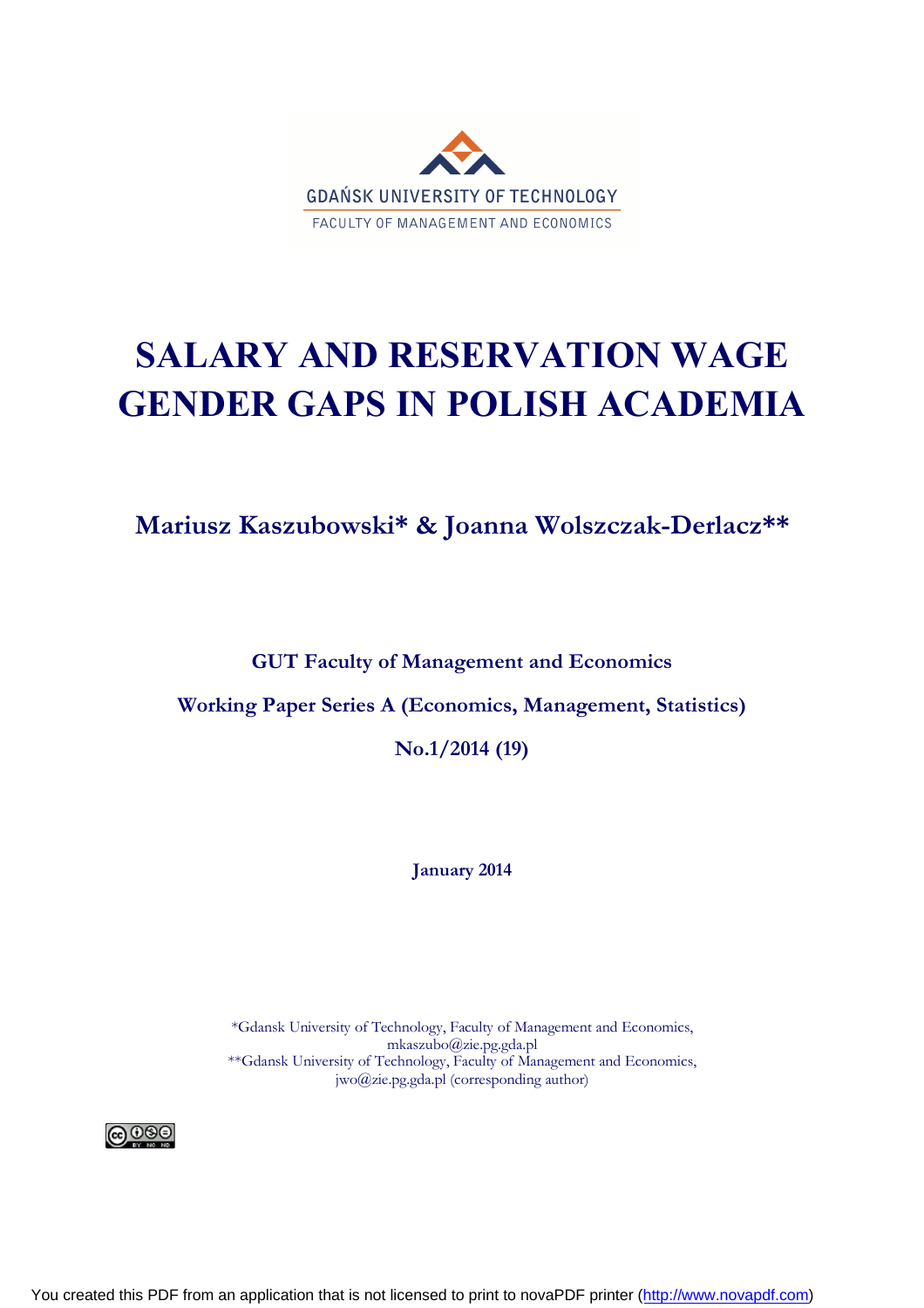GDAŃSK UNIVERSITY OF TECHNOLOGY

FACULTY OF MANAGEMENT AND ECONOMICS

# SALARY AND RESERVATION WAGE GENDER GAPS IN POLISH ACADEMIA

**Mariusz Kaszubowski* & Joanna Wolszczak-Derlacz****

**GUT Faculty of Management and Economics**

**Working Paper Series A (Economics, Management, Statistics)**

**No.1/2014 (19)**

**January 2014**

*Gdansk University of Technology, Faculty of Management and Economics, mkaszubo@zie.pg.gda.pl

**Gdansk University of Technology, Faculty of Management and Economics, jwo@zie.pg.gda.pl (corresponding author)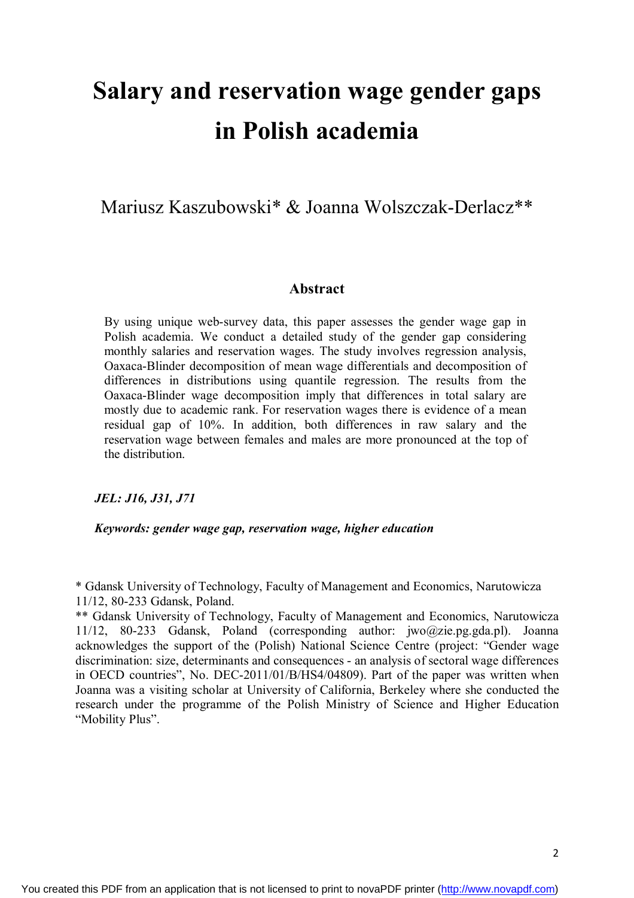# Salary and reservation wage gender gaps in Polish academia

Mariusz Kaszubowski* & Joanna Wolszczak-Derlacz**

## Abstract

By using unique web-survey data, this paper assesses the gender wage gap in Polish academia. We conduct a detailed study of the gender gap considering monthly salaries and reservation wages. The study involves regression analysis, Oaxaca-Blinder decomposition of mean wage differentials and decomposition of differences in distributions using quantile regression. The results from the Oaxaca-Blinder wage decomposition imply that differences in total salary are mostly due to academic rank. For reservation wages there is evidence of a mean residual gap of 10%. In addition, both differences in raw salary and the reservation wage between females and males are more pronounced at the top of the distribution.

***JEL: J16, J31, J71***

***Keywords: gender wage gap, reservation wage, higher education***

* Gdansk University of Technology, Faculty of Management and Economics, Narutowicza 11/12, 80-233 Gdansk, Poland.

** Gdansk University of Technology, Faculty of Management and Economics, Narutowicza 11/12, 80-233 Gdansk, Poland (corresponding author: jwo@zie.pg.gda.pl). Joanna acknowledges the support of the (Polish) National Science Centre (project: "Gender wage discrimination: size, determinants and consequences - an analysis of sectoral wage differences in OECD countries", No. DEC-2011/01/B/HS4/04809). Part of the paper was written when Joanna was a visiting scholar at University of California, Berkeley where she conducted the research under the programme of the Polish Ministry of Science and Higher Education "Mobility Plus".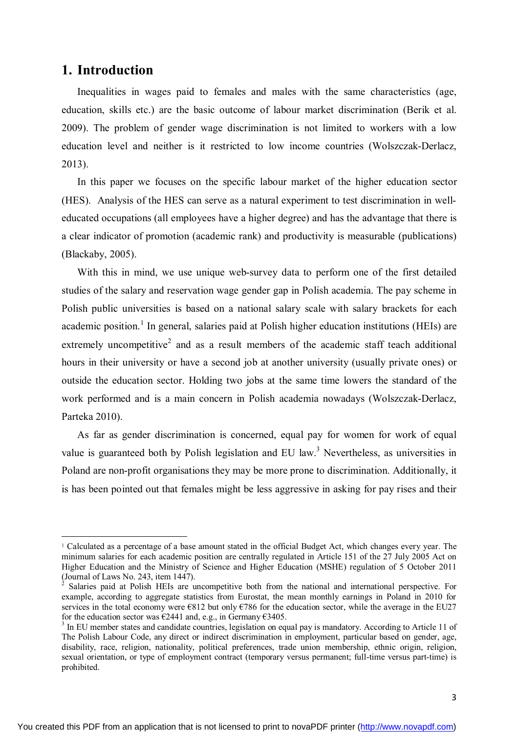# 1. Introduction

Inequalities in wages paid to females and males with the same characteristics (age, education, skills etc.) are the basic outcome of labour market discrimination (Berik et al. 2009). The problem of gender wage discrimination is not limited to workers with a low education level and neither is it restricted to low income countries (Wolszczak-Derlacz, 2013).

In this paper we focuses on the specific labour market of the higher education sector (HES). Analysis of the HES can serve as a natural experiment to test discrimination in well-educated occupations (all employees have a higher degree) and has the advantage that there is a clear indicator of promotion (academic rank) and productivity is measurable (publications) (Blackaby, 2005).

With this in mind, we use unique web-survey data to perform one of the first detailed studies of the salary and reservation wage gender gap in Polish academia. The pay scheme in Polish public universities is based on a national salary scale with salary brackets for each academic position.[1] In general, salaries paid at Polish higher education institutions (HEIs) are extremely uncompetitive[2] and as a result members of the academic staff teach additional hours in their university or have a second job at another university (usually private ones) or outside the education sector. Holding two jobs at the same time lowers the standard of the work performed and is a main concern in Polish academia nowadays (Wolszczak-Derlacz, Parteka 2010).

As far as gender discrimination is concerned, equal pay for women for work of equal value is guaranteed both by Polish legislation and EU law.[3] Nevertheless, as universities in Poland are non-profit organisations they may be more prone to discrimination. Additionally, it is has been pointed out that females might be less aggressive in asking for pay rises and their

---

[1] Calculated as a percentage of a base amount stated in the official Budget Act, which changes every year. The minimum salaries for each academic position are centrally regulated in Article 151 of the 27 July 2005 Act on Higher Education and the Ministry of Science and Higher Education (MSHE) regulation of 5 October 2011 (Journal of Laws No. 243, item 1447).

[2] Salaries paid at Polish HEIs are uncompetitive both from the national and international perspective. For example, according to aggregate statistics from Eurostat, the mean monthly earnings in Poland in 2010 for services in the total economy were €812 but only €786 for the education sector, while the average in the EU27 for the education sector was €2441 and, e.g., in Germany €3405.

[3] In EU member states and candidate countries, legislation on equal pay is mandatory. According to Article 11 of The Polish Labour Code, any direct or indirect discrimination in employment, particular based on gender, age, disability, race, religion, nationality, political preferences, trade union membership, ethnic origin, religion, sexual orientation, or type of employment contract (temporary versus permanent; full-time versus part-time) is prohibited.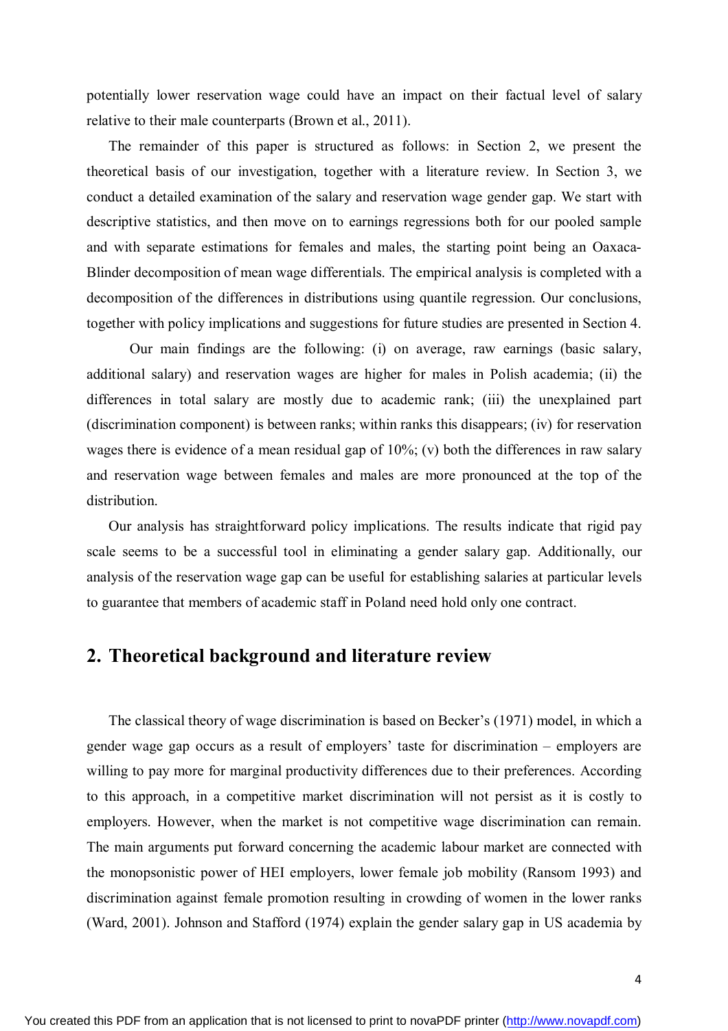potentially lower reservation wage could have an impact on their factual level of salary relative to their male counterparts (Brown et al., 2011).

The remainder of this paper is structured as follows: in Section 2, we present the theoretical basis of our investigation, together with a literature review. In Section 3, we conduct a detailed examination of the salary and reservation wage gender gap. We start with descriptive statistics, and then move on to earnings regressions both for our pooled sample and with separate estimations for females and males, the starting point being an Oaxaca-Blinder decomposition of mean wage differentials. The empirical analysis is completed with a decomposition of the differences in distributions using quantile regression. Our conclusions, together with policy implications and suggestions for future studies are presented in Section 4.

Our main findings are the following: (i) on average, raw earnings (basic salary, additional salary) and reservation wages are higher for males in Polish academia; (ii) the differences in total salary are mostly due to academic rank; (iii) the unexplained part (discrimination component) is between ranks; within ranks this disappears; (iv) for reservation wages there is evidence of a mean residual gap of 10%; (v) both the differences in raw salary and reservation wage between females and males are more pronounced at the top of the distribution.

Our analysis has straightforward policy implications. The results indicate that rigid pay scale seems to be a successful tool in eliminating a gender salary gap. Additionally, our analysis of the reservation wage gap can be useful for establishing salaries at particular levels to guarantee that members of academic staff in Poland need hold only one contract.

## 2. Theoretical background and literature review

The classical theory of wage discrimination is based on Becker's (1971) model, in which a gender wage gap occurs as a result of employers' taste for discrimination – employers are willing to pay more for marginal productivity differences due to their preferences. According to this approach, in a competitive market discrimination will not persist as it is costly to employers. However, when the market is not competitive wage discrimination can remain. The main arguments put forward concerning the academic labour market are connected with the monopsonistic power of HEI employers, lower female job mobility (Ransom 1993) and discrimination against female promotion resulting in crowding of women in the lower ranks (Ward, 2001). Johnson and Stafford (1974) explain the gender salary gap in US academia by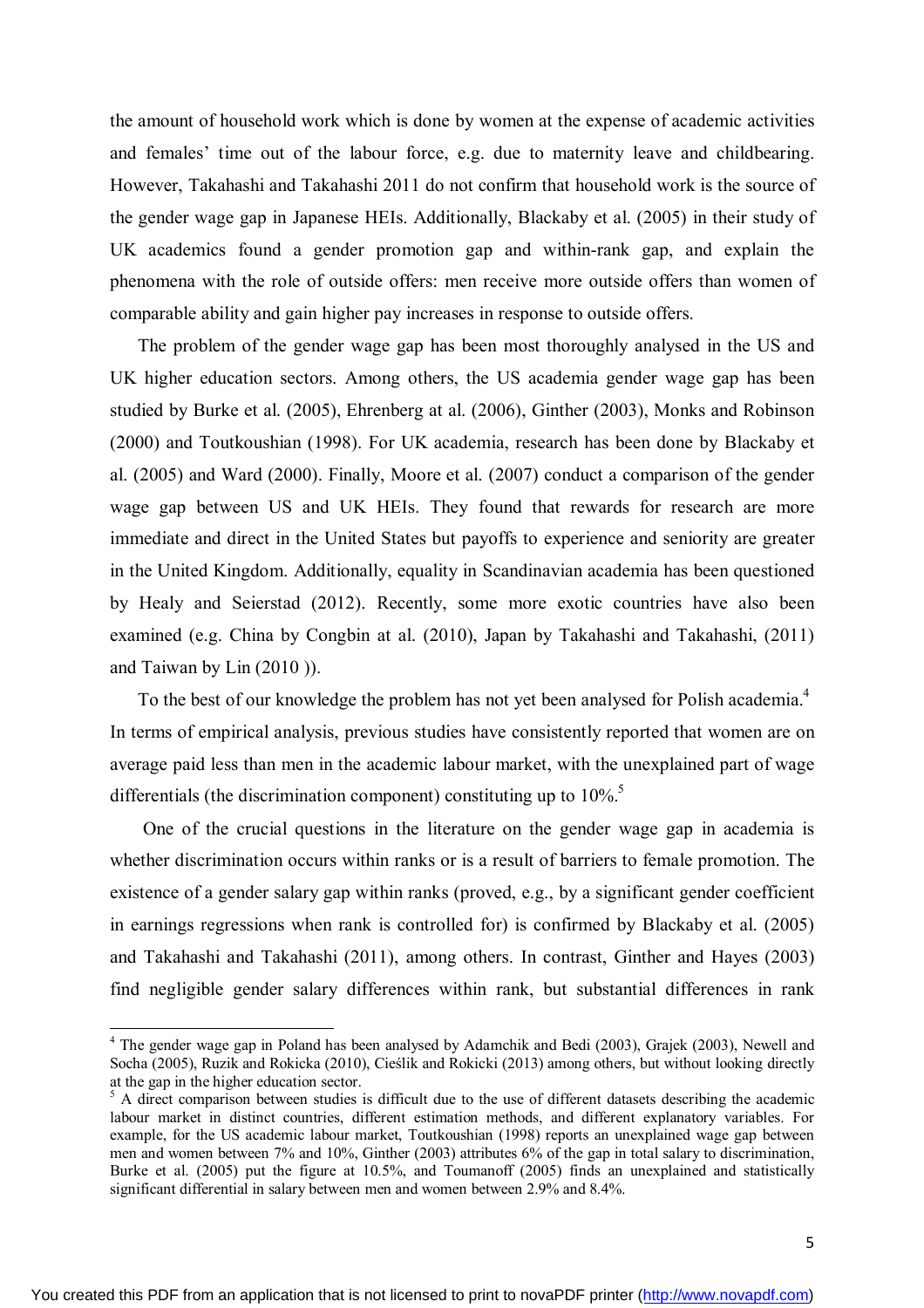the amount of household work which is done by women at the expense of academic activities and females' time out of the labour force, e.g. due to maternity leave and childbearing. However, Takahashi and Takahashi 2011 do not confirm that household work is the source of the gender wage gap in Japanese HEIs. Additionally, Blackaby et al. (2005) in their study of UK academics found a gender promotion gap and within-rank gap, and explain the phenomena with the role of outside offers: men receive more outside offers than women of comparable ability and gain higher pay increases in response to outside offers.

The problem of the gender wage gap has been most thoroughly analysed in the US and UK higher education sectors. Among others, the US academia gender wage gap has been studied by Burke et al. (2005), Ehrenberg at al. (2006), Ginther (2003), Monks and Robinson (2000) and Toutkoushian (1998). For UK academia, research has been done by Blackaby et al. (2005) and Ward (2000). Finally, Moore et al. (2007) conduct a comparison of the gender wage gap between US and UK HEIs. They found that rewards for research are more immediate and direct in the United States but payoffs to experience and seniority are greater in the United Kingdom. Additionally, equality in Scandinavian academia has been questioned by Healy and Seierstad (2012). Recently, some more exotic countries have also been examined (e.g. China by Congbin at al. (2010), Japan by Takahashi and Takahashi, (2011) and Taiwan by Lin (2010 )).

To the best of our knowledge the problem has not yet been analysed for Polish academia.[4] In terms of empirical analysis, previous studies have consistently reported that women are on average paid less than men in the academic labour market, with the unexplained part of wage differentials (the discrimination component) constituting up to 10%.[5]

One of the crucial questions in the literature on the gender wage gap in academia is whether discrimination occurs within ranks or is a result of barriers to female promotion. The existence of a gender salary gap within ranks (proved, e.g., by a significant gender coefficient in earnings regressions when rank is controlled for) is confirmed by Blackaby et al. (2005) and Takahashi and Takahashi (2011), among others. In contrast, Ginther and Hayes (2003) find negligible gender salary differences within rank, but substantial differences in rank

---

[4] The gender wage gap in Poland has been analysed by Adamchik and Bedi (2003), Grajek (2003), Newell and Socha (2005), Ruzik and Rokicka (2010), Cieślik and Rokicki (2013) among others, but without looking directly at the gap in the higher education sector.

[5] A direct comparison between studies is difficult due to the use of different datasets describing the academic labour market in distinct countries, different estimation methods, and different explanatory variables. For example, for the US academic labour market, Toutkoushian (1998) reports an unexplained wage gap between men and women between 7% and 10%, Ginther (2003) attributes 6% of the gap in total salary to discrimination, Burke et al. (2005) put the figure at 10.5%, and Toumanoff (2005) finds an unexplained and statistically significant differential in salary between men and women between 2.9% and 8.4%.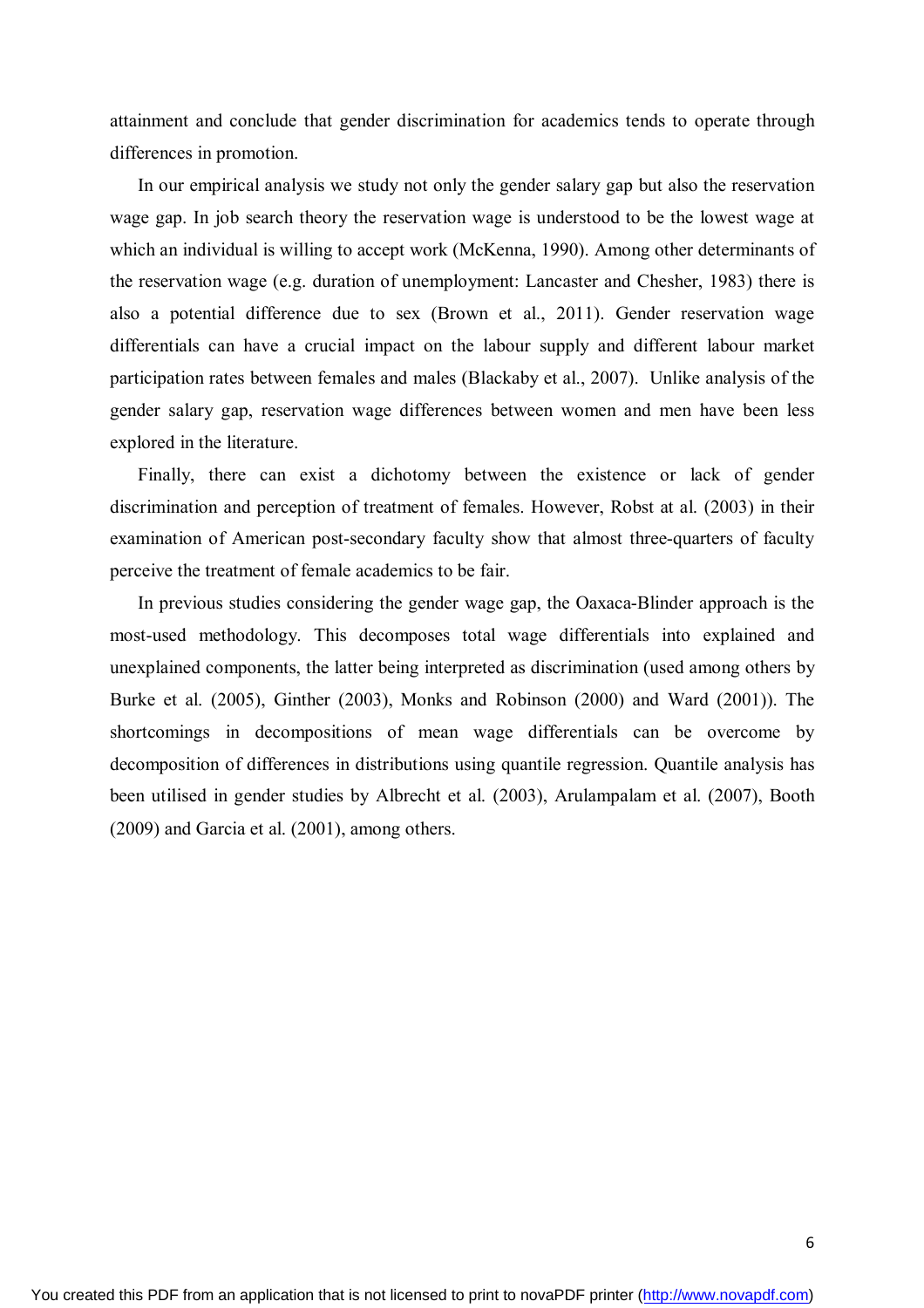attainment and conclude that gender discrimination for academics tends to operate through differences in promotion.

In our empirical analysis we study not only the gender salary gap but also the reservation wage gap. In job search theory the reservation wage is understood to be the lowest wage at which an individual is willing to accept work (McKenna, 1990). Among other determinants of the reservation wage (e.g. duration of unemployment: Lancaster and Chesher, 1983) there is also a potential difference due to sex (Brown et al., 2011). Gender reservation wage differentials can have a crucial impact on the labour supply and different labour market participation rates between females and males (Blackaby et al., 2007). Unlike analysis of the gender salary gap, reservation wage differences between women and men have been less explored in the literature.

Finally, there can exist a dichotomy between the existence or lack of gender discrimination and perception of treatment of females. However, Robst at al. (2003) in their examination of American post-secondary faculty show that almost three-quarters of faculty perceive the treatment of female academics to be fair.

In previous studies considering the gender wage gap, the Oaxaca-Blinder approach is the most-used methodology. This decomposes total wage differentials into explained and unexplained components, the latter being interpreted as discrimination (used among others by Burke et al. (2005), Ginther (2003), Monks and Robinson (2000) and Ward (2001)). The shortcomings in decompositions of mean wage differentials can be overcome by decomposition of differences in distributions using quantile regression. Quantile analysis has been utilised in gender studies by Albrecht et al. (2003), Arulampalam et al. (2007), Booth (2009) and Garcia et al. (2001), among others.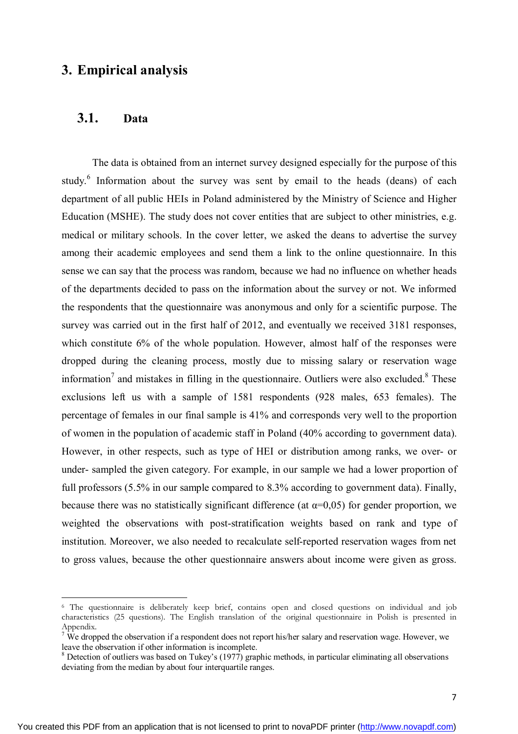# 3. Empirical analysis

## 3.1. Data

The data is obtained from an internet survey designed especially for the purpose of this study.[6] Information about the survey was sent by email to the heads (deans) of each department of all public HEIs in Poland administered by the Ministry of Science and Higher Education (MSHE). The study does not cover entities that are subject to other ministries, e.g. medical or military schools. In the cover letter, we asked the deans to advertise the survey among their academic employees and send them a link to the online questionnaire. In this sense we can say that the process was random, because we had no influence on whether heads of the departments decided to pass on the information about the survey or not. We informed the respondents that the questionnaire was anonymous and only for a scientific purpose. The survey was carried out in the first half of 2012, and eventually we received 3181 responses, which constitute 6% of the whole population. However, almost half of the responses were dropped during the cleaning process, mostly due to missing salary or reservation wage information[7] and mistakes in filling in the questionnaire. Outliers were also excluded.[8] These exclusions left us with a sample of 1581 respondents (928 males, 653 females). The percentage of females in our final sample is 41% and corresponds very well to the proportion of women in the population of academic staff in Poland (40% according to government data). However, in other respects, such as type of HEI or distribution among ranks, we over- or under- sampled the given category. For example, in our sample we had a lower proportion of full professors (5.5% in our sample compared to 8.3% according to government data). Finally, because there was no statistically significant difference (at $\alpha$=0,05) for gender proportion, we weighted the observations with post-stratification weights based on rank and type of institution. Moreover, we also needed to recalculate self-reported reservation wages from net to gross values, because the other questionnaire answers about income were given as gross.

---

[6] The questionnaire is deliberately keep brief, contains open and closed questions on individual and job characteristics (25 questions). The English translation of the original questionnaire in Polish is presented in Appendix.

[7] We dropped the observation if a respondent does not report his/her salary and reservation wage. However, we leave the observation if other information is incomplete.

[8] Detection of outliers was based on Tukey's (1977) graphic methods, in particular eliminating all observations deviating from the median by about four interquartile ranges.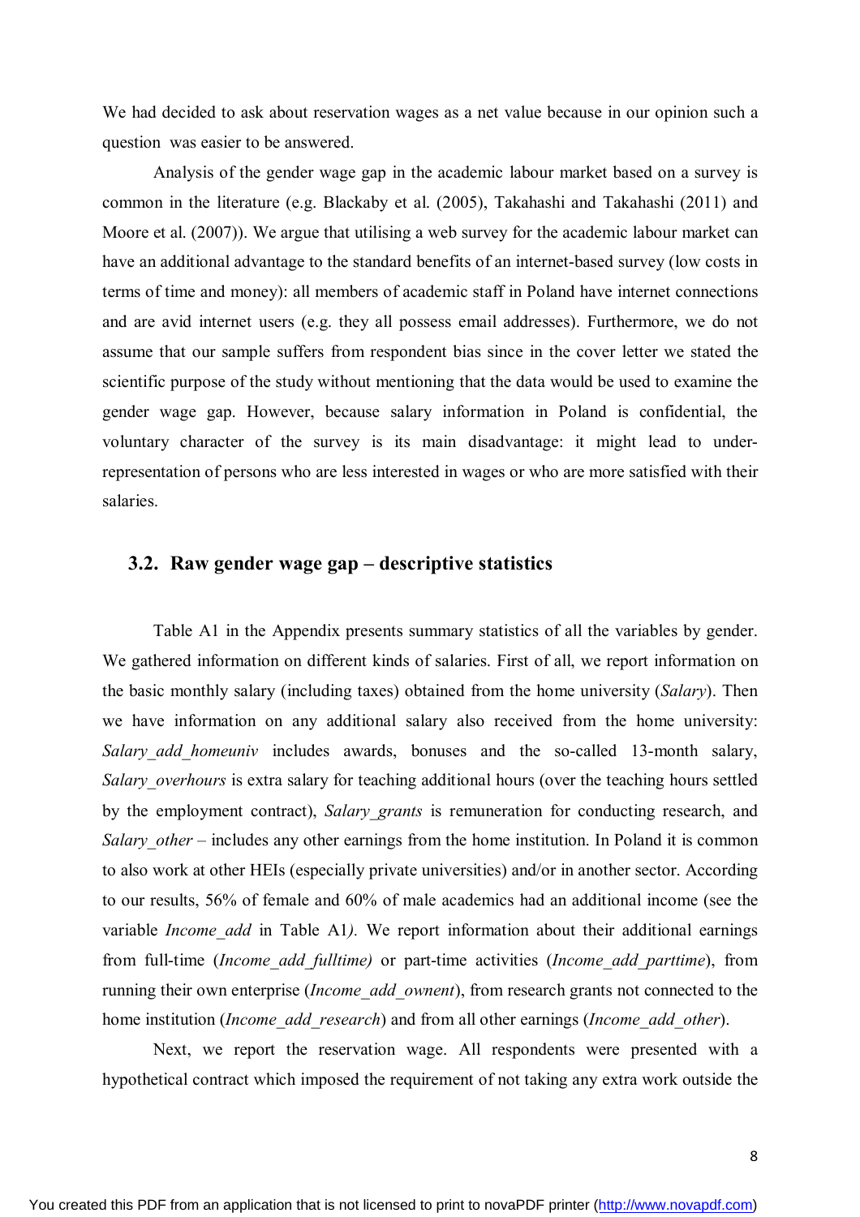We had decided to ask about reservation wages as a net value because in our opinion such a question was easier to be answered.

Analysis of the gender wage gap in the academic labour market based on a survey is common in the literature (e.g. Blackaby et al. (2005), Takahashi and Takahashi (2011) and Moore et al. (2007)). We argue that utilising a web survey for the academic labour market can have an additional advantage to the standard benefits of an internet-based survey (low costs in terms of time and money): all members of academic staff in Poland have internet connections and are avid internet users (e.g. they all possess email addresses). Furthermore, we do not assume that our sample suffers from respondent bias since in the cover letter we stated the scientific purpose of the study without mentioning that the data would be used to examine the gender wage gap. However, because salary information in Poland is confidential, the voluntary character of the survey is its main disadvantage: it might lead to under-representation of persons who are less interested in wages or who are more satisfied with their salaries.

## 3.2. Raw gender wage gap – descriptive statistics

Table A1 in the Appendix presents summary statistics of all the variables by gender. We gathered information on different kinds of salaries. First of all, we report information on the basic monthly salary (including taxes) obtained from the home university (*Salary*). Then we have information on any additional salary also received from the home university: *Salary_add_homeuniv* includes awards, bonuses and the so-called 13-month salary, *Salary_overhours* is extra salary for teaching additional hours (over the teaching hours settled by the employment contract), *Salary_grants* is remuneration for conducting research, and *Salary_other* – includes any other earnings from the home institution. In Poland it is common to also work at other HEIs (especially private universities) and/or in another sector. According to our results, 56% of female and 60% of male academics had an additional income (see the variable *Income_add* in Table A1*).* We report information about their additional earnings from full-time (*Income_add_fulltime)* or part-time activities (*Income_add_parttime*), from running their own enterprise (*Income_add_ownent*), from research grants not connected to the home institution (*Income_add_research*) and from all other earnings (*Income_add_other*).

Next, we report the reservation wage. All respondents were presented with a hypothetical contract which imposed the requirement of not taking any extra work outside the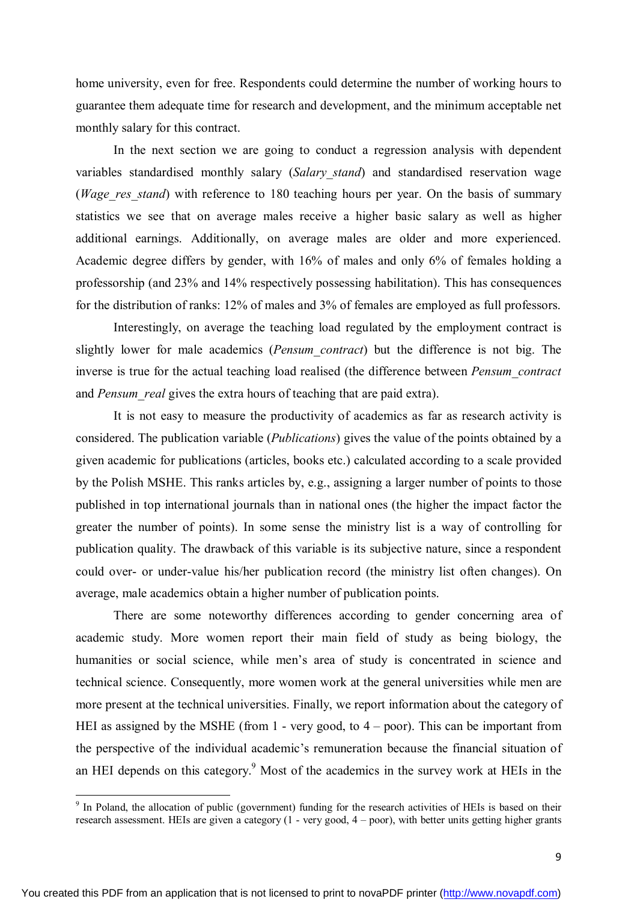home university, even for free. Respondents could determine the number of working hours to guarantee them adequate time for research and development, and the minimum acceptable net monthly salary for this contract.

In the next section we are going to conduct a regression analysis with dependent variables standardised monthly salary (*Salary_stand*) and standardised reservation wage (*Wage_res_stand*) with reference to 180 teaching hours per year. On the basis of summary statistics we see that on average males receive a higher basic salary as well as higher additional earnings. Additionally, on average males are older and more experienced. Academic degree differs by gender, with 16% of males and only 6% of females holding a professorship (and 23% and 14% respectively possessing habilitation). This has consequences for the distribution of ranks: 12% of males and 3% of females are employed as full professors.

Interestingly, on average the teaching load regulated by the employment contract is slightly lower for male academics (*Pensum_contract*) but the difference is not big. The inverse is true for the actual teaching load realised (the difference between *Pensum_contract* and *Pensum_real* gives the extra hours of teaching that are paid extra).

It is not easy to measure the productivity of academics as far as research activity is considered. The publication variable (*Publications*) gives the value of the points obtained by a given academic for publications (articles, books etc.) calculated according to a scale provided by the Polish MSHE. This ranks articles by, e.g., assigning a larger number of points to those published in top international journals than in national ones (the higher the impact factor the greater the number of points). In some sense the ministry list is a way of controlling for publication quality. The drawback of this variable is its subjective nature, since a respondent could over- or under-value his/her publication record (the ministry list often changes). On average, male academics obtain a higher number of publication points.

There are some noteworthy differences according to gender concerning area of academic study. More women report their main field of study as being biology, the humanities or social science, while men's area of study is concentrated in science and technical science. Consequently, more women work at the general universities while men are more present at the technical universities. Finally, we report information about the category of HEI as assigned by the MSHE (from 1 - very good, to 4 – poor). This can be important from the perspective of the individual academic's remuneration because the financial situation of an HEI depends on this category.[9] Most of the academics in the survey work at HEIs in the

[9] In Poland, the allocation of public (government) funding for the research activities of HEIs is based on their research assessment. HEIs are given a category (1 - very good, 4 – poor), with better units getting higher grants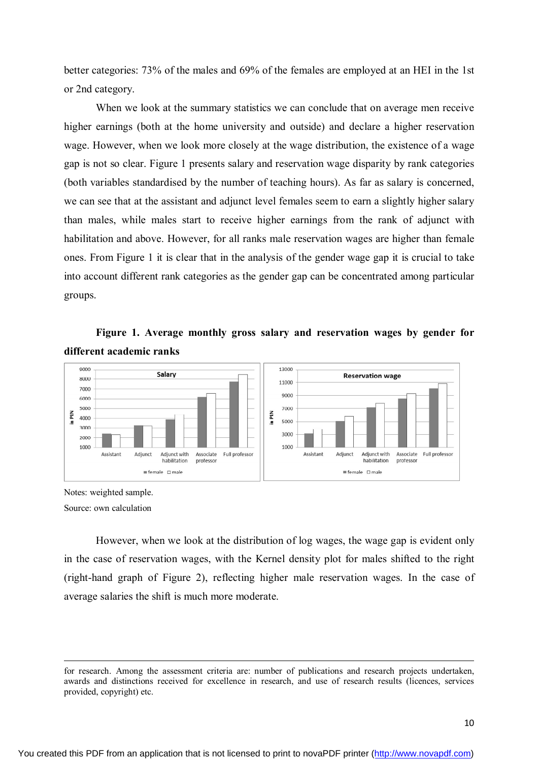better categories: 73% of the males and 69% of the females are employed at an HEI in the 1st or 2nd category.

When we look at the summary statistics we can conclude that on average men receive higher earnings (both at the home university and outside) and declare a higher reservation wage. However, when we look more closely at the wage distribution, the existence of a wage gap is not so clear. Figure 1 presents salary and reservation wage disparity by rank categories (both variables standardised by the number of teaching hours). As far as salary is concerned, we can see that at the assistant and adjunct level females seem to earn a slightly higher salary than males, while males start to receive higher earnings from the rank of adjunct with habilitation and above. However, for all ranks male reservation wages are higher than female ones. From Figure 1 it is clear that in the analysis of the gender wage gap it is crucial to take into account different rank categories as the gender gap can be concentrated among particular groups.

**Figure 1. Average monthly gross salary and reservation wages by gender for different academic ranks**

Notes: weighted sample.

Source: own calculation

However, when we look at the distribution of log wages, the wage gap is evident only in the case of reservation wages, with the Kernel density plot for males shifted to the right (right-hand graph of Figure 2), reflecting higher male reservation wages. In the case of average salaries the shift is much more moderate.

---

for research. Among the assessment criteria are: number of publications and research projects undertaken, awards and distinctions received for excellence in research, and use of research results (licences, services provided, copyright) etc.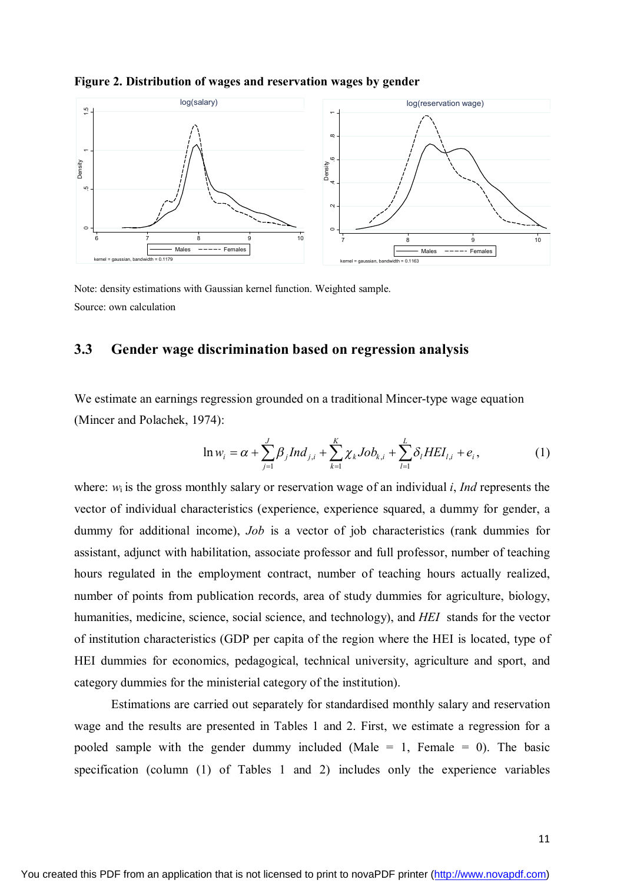**Figure 2. Distribution of wages and reservation wages by gender**

Note: density estimations with Gaussian kernel function. Weighted sample.

Source: own calculation

## 3.3 Gender wage discrimination based on regression analysis

We estimate an earnings regression grounded on a traditional Mincer-type wage equation (Mincer and Polachek, 1974):

$$\ln w_i = \alpha + \sum_{j=1}^{J} \beta_j Ind_{j,i} + \sum_{k=1}^{K} \chi_k Job_{k,i} + \sum_{l=1}^{L} \delta_l HEI_{l,i} + e_i, \tag{1}$$

where: $w_i$ is the gross monthly salary or reservation wage of an individual $i$, *Ind* represents the vector of individual characteristics (experience, experience squared, a dummy for gender, a dummy for additional income), *Job* is a vector of job characteristics (rank dummies for assistant, adjunct with habilitation, associate professor and full professor, number of teaching hours regulated in the employment contract, number of teaching hours actually realized, number of points from publication records, area of study dummies for agriculture, biology, humanities, medicine, science, social science, and technology), and *HEI* stands for the vector of institution characteristics (GDP per capita of the region where the HEI is located, type of HEI dummies for economics, pedagogical, technical university, agriculture and sport, and category dummies for the ministerial category of the institution).

Estimations are carried out separately for standardised monthly salary and reservation wage and the results are presented in Tables 1 and 2. First, we estimate a regression for a pooled sample with the gender dummy included (Male = 1, Female = 0). The basic specification (column (1) of Tables 1 and 2) includes only the experience variables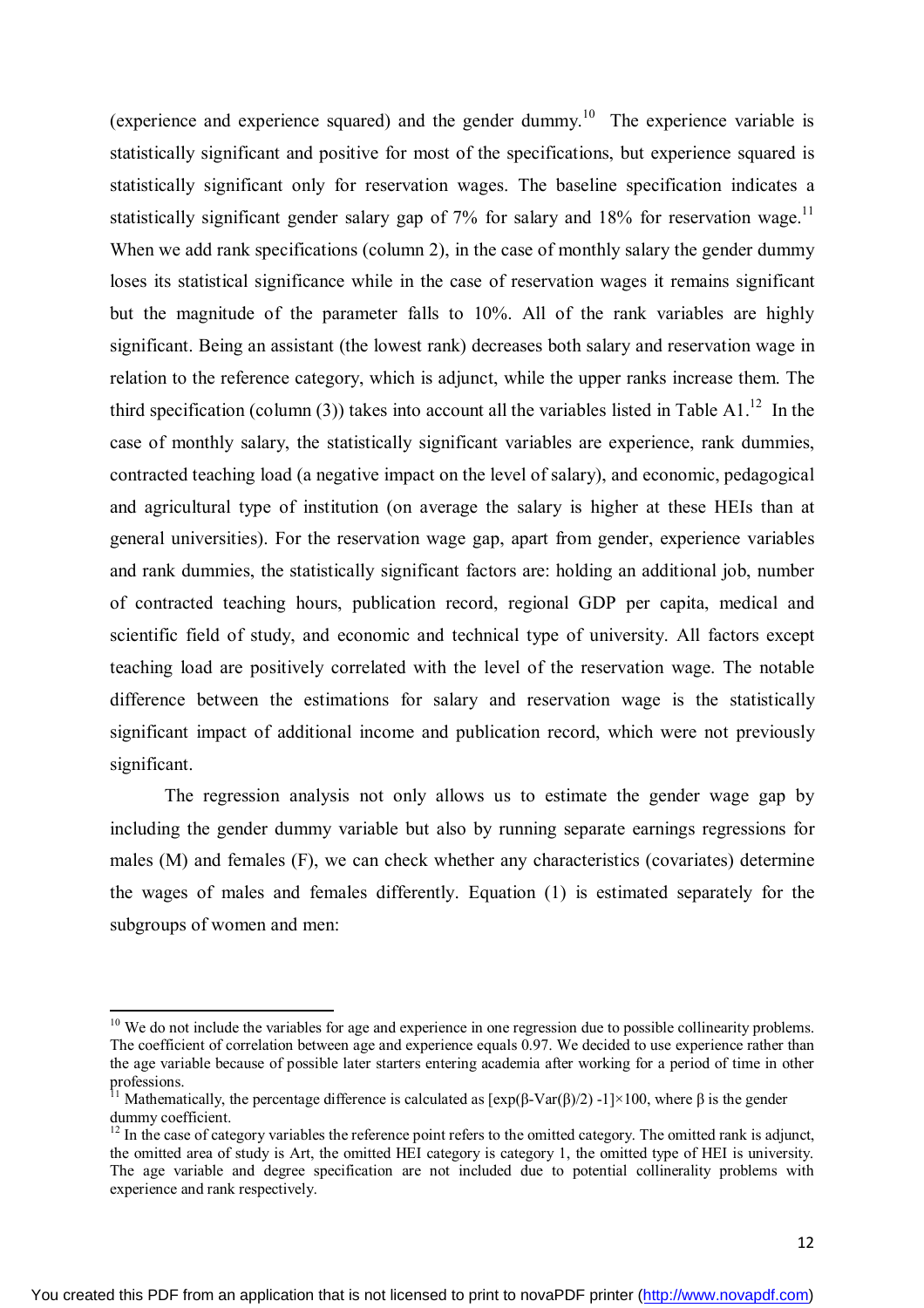(experience and experience squared) and the gender dummy.[10] The experience variable is statistically significant and positive for most of the specifications, but experience squared is statistically significant only for reservation wages. The baseline specification indicates a statistically significant gender salary gap of 7% for salary and 18% for reservation wage.[11] When we add rank specifications (column 2), in the case of monthly salary the gender dummy loses its statistical significance while in the case of reservation wages it remains significant but the magnitude of the parameter falls to 10%. All of the rank variables are highly significant. Being an assistant (the lowest rank) decreases both salary and reservation wage in relation to the reference category, which is adjunct, while the upper ranks increase them. The third specification (column (3)) takes into account all the variables listed in Table A1.[12] In the case of monthly salary, the statistically significant variables are experience, rank dummies, contracted teaching load (a negative impact on the level of salary), and economic, pedagogical and agricultural type of institution (on average the salary is higher at these HEIs than at general universities). For the reservation wage gap, apart from gender, experience variables and rank dummies, the statistically significant factors are: holding an additional job, number of contracted teaching hours, publication record, regional GDP per capita, medical and scientific field of study, and economic and technical type of university. All factors except teaching load are positively correlated with the level of the reservation wage. The notable difference between the estimations for salary and reservation wage is the statistically significant impact of additional income and publication record, which were not previously significant.

The regression analysis not only allows us to estimate the gender wage gap by including the gender dummy variable but also by running separate earnings regressions for males (M) and females (F), we can check whether any characteristics (covariates) determine the wages of males and females differently. Equation (1) is estimated separately for the subgroups of women and men:

---

[10] We do not include the variables for age and experience in one regression due to possible collinearity problems. The coefficient of correlation between age and experience equals 0.97. We decided to use experience rather than the age variable because of possible later starters entering academia after working for a period of time in other professions.

[11] Mathematically, the percentage difference is calculated as $[\exp(\beta\text{-Var}(\beta)/2) - 1] \times 100$, where $\beta$ is the gender dummy coefficient.

[12] In the case of category variables the reference point refers to the omitted category. The omitted rank is adjunct, the omitted area of study is Art, the omitted HEI category is category 1, the omitted type of HEI is university. The age variable and degree specification are not included due to potential collinearity problems with experience and rank respectively.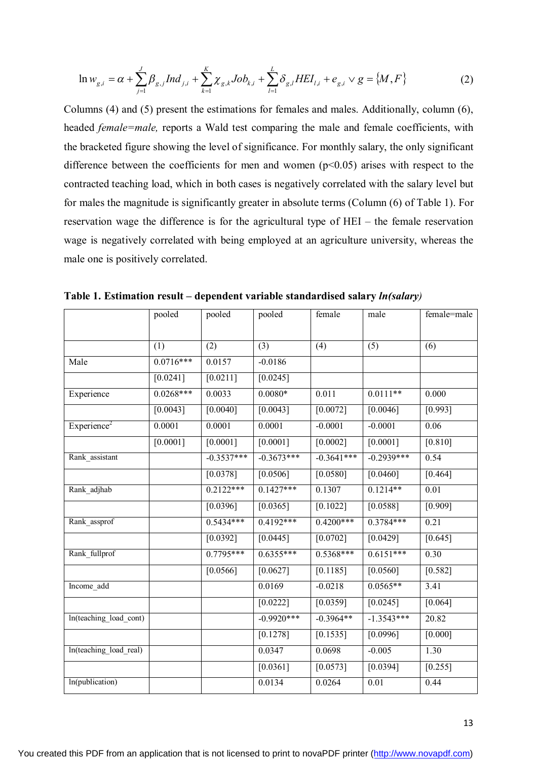$$\ln w_{g,i} = \alpha + \sum_{j=1}^{J} \beta_{g,j} Ind_{j,i} + \sum_{k=1}^{K} \chi_{g,k} Job_{k,i} + \sum_{l=1}^{L} \delta_{g,l} HEI_{l,i} + e_{g,i} \vee g = \{M, F\} \tag{2}$$

Columns (4) and (5) present the estimations for females and males. Additionally, column (6), headed *female=male,* reports a Wald test comparing the male and female coefficients, with the bracketed figure showing the level of significance. For monthly salary, the only significant difference between the coefficients for men and women ($p<0.05$) arises with respect to the contracted teaching load, which in both cases is negatively correlated with the salary level but for males the magnitude is significantly greater in absolute terms (Column (6) of Table 1). For reservation wage the difference is for the agricultural type of HEI – the female reservation wage is negatively correlated with being employed at an agriculture university, whereas the male one is positively correlated.

**Table 1. Estimation result – dependent variable standardised salary *ln(salary)***

| | pooled | pooled | pooled | female | male | female=male |
|---|---|---|---|---|---|---|
| | (1) | (2) | (3) | (4) | (5) | (6) |
| Male | 0.0716*** | 0.0157 | -0.0186 | | | |
| | [0.0241] | [0.0211] | [0.0245] | | | |
| Experience | 0.0268*** | 0.0033 | 0.0080* | 0.011 | 0.0111** | 0.000 |
| | [0.0043] | [0.0040] | [0.0043] | [0.0072] | [0.0046] | [0.993] |
| Experience$^2$ | 0.0001 | 0.0001 | 0.0001 | -0.0001 | -0.0001 | 0.06 |
| | [0.0001] | [0.0001] | [0.0001] | [0.0002] | [0.0001] | [0.810] |
| Rank_assistant | | -0.3537*** | -0.3673*** | -0.3641*** | -0.2939*** | 0.54 |
| | | [0.0378] | [0.0506] | [0.0580] | [0.0460] | [0.464] |
| Rank_adjhab | | 0.2122*** | 0.1427*** | 0.1307 | 0.1214** | 0.01 |
| | | [0.0396] | [0.0365] | [0.1022] | [0.0588] | [0.909] |
| Rank_assprof | | 0.5434*** | 0.4192*** | 0.4200*** | 0.3784*** | 0.21 |
| | | [0.0392] | [0.0445] | [0.0702] | [0.0429] | [0.645] |
| Rank_fullprof | | 0.7795*** | 0.6355*** | 0.5368*** | 0.6151*** | 0.30 |
| | | [0.0566] | [0.0627] | [0.1185] | [0.0560] | [0.582] |
| Income_add | | | 0.0169 | -0.0218 | 0.0565** | 3.41 |
| | | | [0.0222] | [0.0359] | [0.0245] | [0.064] |
| ln(teaching_load_cont) | | | -0.9920*** | -0.3964** | -1.3543*** | 20.82 |
| | | | [0.1278] | [0.1535] | [0.0996] | [0.000] |
| ln(teaching_load_real) | | | 0.0347 | 0.0698 | -0.005 | 1.30 |
| | | | [0.0361] | [0.0573] | [0.0394] | [0.255] |
| ln(publication) | | | 0.0134 | 0.0264 | 0.01 | 0.44 |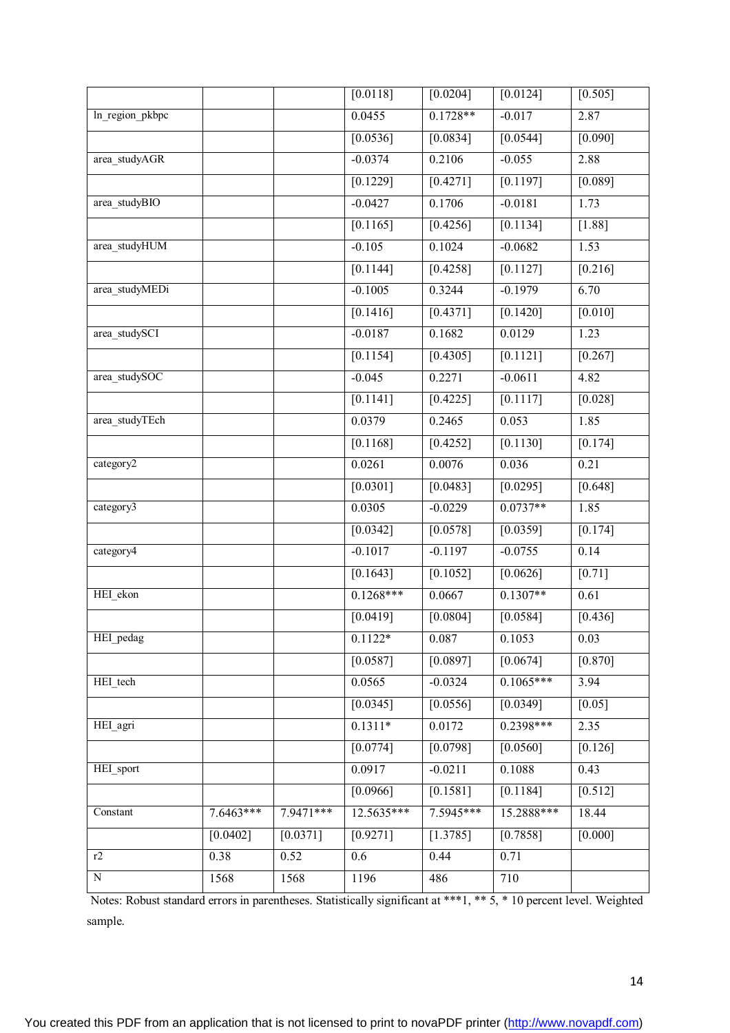| | | | | | | |
|---|---|---|---|---|---|---|
| | | | [0.0118] | [0.0204] | [0.0124] | [0.505] |
| ln_region_pkbpc | | | 0.0455 | 0.1728** | -0.017 | 2.87 |
| | | | [0.0536] | [0.0834] | [0.0544] | [0.090] |
| area_studyAGR | | | -0.0374 | 0.2106 | -0.055 | 2.88 |
| | | | [0.1229] | [0.4271] | [0.1197] | [0.089] |
| area_studyBIO | | | -0.0427 | 0.1706 | -0.0181 | 1.73 |
| | | | [0.1165] | [0.4256] | [0.1134] | [1.88] |
| area_studyHUM | | | -0.105 | 0.1024 | -0.0682 | 1.53 |
| | | | [0.1144] | [0.4258] | [0.1127] | [0.216] |
| area_studyMEDi | | | -0.1005 | 0.3244 | -0.1979 | 6.70 |
| | | | [0.1416] | [0.4371] | [0.1420] | [0.010] |
| area_studySCI | | | -0.0187 | 0.1682 | 0.0129 | 1.23 |
| | | | [0.1154] | [0.4305] | [0.1121] | [0.267] |
| area_studySOC | | | -0.045 | 0.2271 | -0.0611 | 4.82 |
| | | | [0.1141] | [0.4225] | [0.1117] | [0.028] |
| area_studyTEch | | | 0.0379 | 0.2465 | 0.053 | 1.85 |
| | | | [0.1168] | [0.4252] | [0.1130] | [0.174] |
| category2 | | | 0.0261 | 0.0076 | 0.036 | 0.21 |
| | | | [0.0301] | [0.0483] | [0.0295] | [0.648] |
| category3 | | | 0.0305 | -0.0229 | 0.0737** | 1.85 |
| | | | [0.0342] | [0.0578] | [0.0359] | [0.174] |
| category4 | | | -0.1017 | -0.1197 | -0.0755 | 0.14 |
| | | | [0.1643] | [0.1052] | [0.0626] | [0.71] |
| HEI_ekon | | | 0.1268*** | 0.0667 | 0.1307** | 0.61 |
| | | | [0.0419] | [0.0804] | [0.0584] | [0.436] |
| HEI_pedag | | | 0.1122* | 0.087 | 0.1053 | 0.03 |
| | | | [0.0587] | [0.0897] | [0.0674] | [0.870] |
| HEI_tech | | | 0.0565 | -0.0324 | 0.1065*** | 3.94 |
| | | | [0.0345] | [0.0556] | [0.0349] | [0.05] |
| HEI_agri | | | 0.1311* | 0.0172 | 0.2398*** | 2.35 |
| | | | [0.0774] | [0.0798] | [0.0560] | [0.126] |
| HEI_sport | | | 0.0917 | -0.0211 | 0.1088 | 0.43 |
| | | | [0.0966] | [0.1581] | [0.1184] | [0.512] |
| Constant | 7.6463*** | 7.9471*** | 12.5635*** | 7.5945*** | 15.2888*** | 18.44 |
| | [0.0402] | [0.0371] | [0.9271] | [1.3785] | [0.7858] | [0.000] |
| r2 | 0.38 | 0.52 | 0.6 | 0.44 | 0.71 | |
| N | 1568 | 1568 | 1196 | 486 | 710 | |

Notes: Robust standard errors in parentheses. Statistically significant at ***1, ** 5, * 10 percent level. Weighted sample.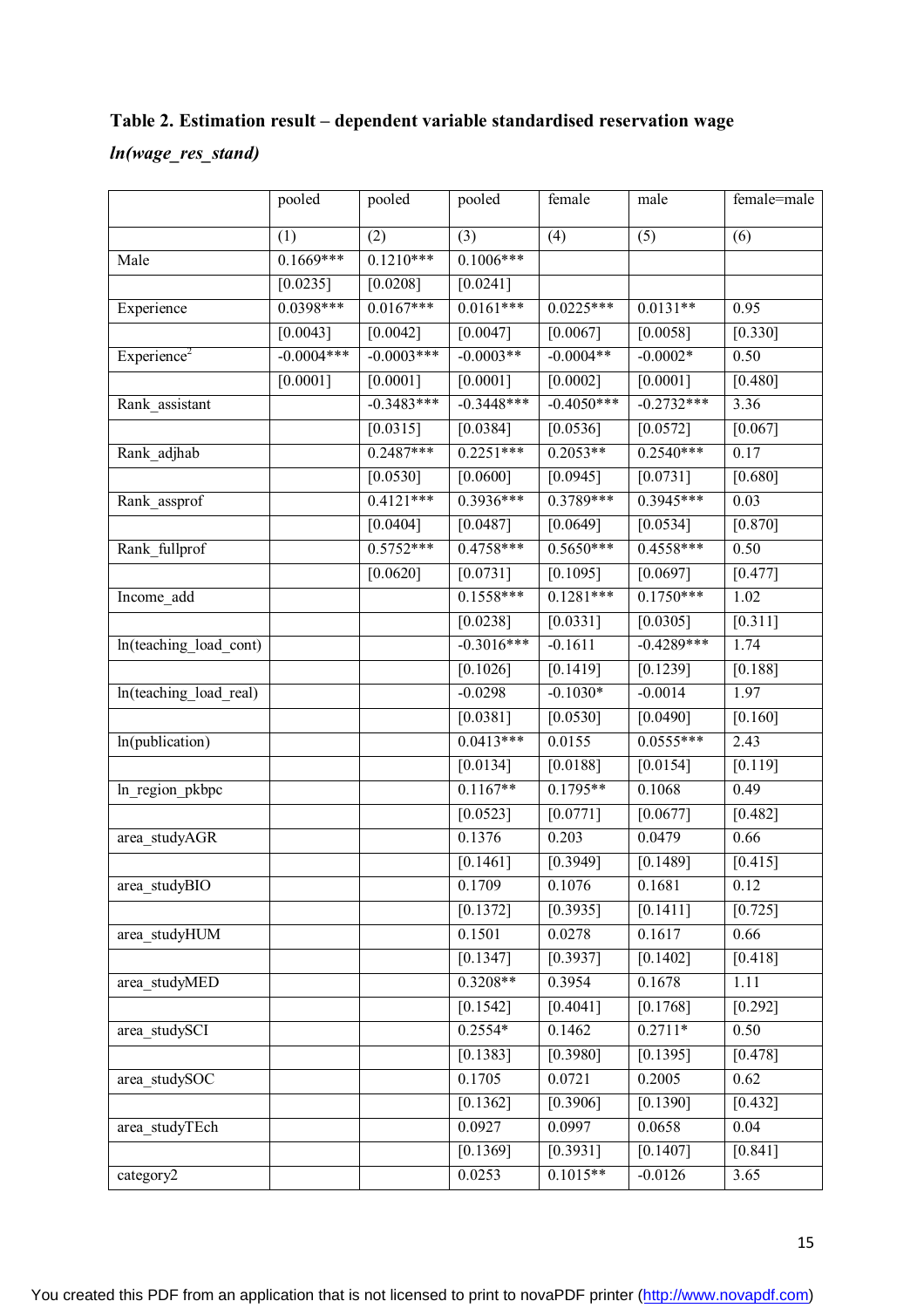**Table 2. Estimation result – dependent variable standardised reservation wage *ln(wage_res_stand)***

| | pooled | pooled | pooled | female | male | female=male |
|---|---|---|---|---|---|---|
| | (1) | (2) | (3) | (4) | (5) | (6) |
| Male | 0.1669*** | 0.1210*** | 0.1006*** | | | |
| | [0.0235] | [0.0208] | [0.0241] | | | |
| Experience | 0.0398*** | 0.0167*** | 0.0161*** | 0.0225*** | 0.0131** | 0.95 |
| | [0.0043] | [0.0042] | [0.0047] | [0.0067] | [0.0058] | [0.330] |
| $Experience^2$ | -0.0004*** | -0.0003*** | -0.0003** | -0.0004** | -0.0002* | 0.50 |
| | [0.0001] | [0.0001] | [0.0001] | [0.0002] | [0.0001] | [0.480] |
| Rank_assistant | | -0.3483*** | -0.3448*** | -0.4050*** | -0.2732*** | 3.36 |
| | | [0.0315] | [0.0384] | [0.0536] | [0.0572] | [0.067] |
| Rank_adjhab | | 0.2487*** | 0.2251*** | 0.2053** | 0.2540*** | 0.17 |
| | | [0.0530] | [0.0600] | [0.0945] | [0.0731] | [0.680] |
| Rank_assprof | | 0.4121*** | 0.3936*** | 0.3789*** | 0.3945*** | 0.03 |
| | | [0.0404] | [0.0487] | [0.0649] | [0.0534] | [0.870] |
| Rank_fullprof | | 0.5752*** | 0.4758*** | 0.5650*** | 0.4558*** | 0.50 |
| | | [0.0620] | [0.0731] | [0.1095] | [0.0697] | [0.477] |
| Income_add | | | 0.1558*** | 0.1281*** | 0.1750*** | 1.02 |
| | | | [0.0238] | [0.0331] | [0.0305] | [0.311] |
| ln(teaching_load_cont) | | | -0.3016*** | -0.1611 | -0.4289*** | 1.74 |
| | | | [0.1026] | [0.1419] | [0.1239] | [0.188] |
| ln(teaching_load_real) | | | -0.0298 | -0.1030* | -0.0014 | 1.97 |
| | | | [0.0381] | [0.0530] | [0.0490] | [0.160] |
| ln(publication) | | | 0.0413*** | 0.0155 | 0.0555*** | 2.43 |
| | | | [0.0134] | [0.0188] | [0.0154] | [0.119] |
| ln_region_pkbpc | | | 0.1167** | 0.1795** | 0.1068 | 0.49 |
| | | | [0.0523] | [0.0771] | [0.0677] | [0.482] |
| area_studyAGR | | | 0.1376 | 0.203 | 0.0479 | 0.66 |
| | | | [0.1461] | [0.3949] | [0.1489] | [0.415] |
| area_studyBIO | | | 0.1709 | 0.1076 | 0.1681 | 0.12 |
| | | | [0.1372] | [0.3935] | [0.1411] | [0.725] |
| area_studyHUM | | | 0.1501 | 0.0278 | 0.1617 | 0.66 |
| | | | [0.1347] | [0.3937] | [0.1402] | [0.418] |
| area_studyMED | | | 0.3208** | 0.3954 | 0.1678 | 1.11 |
| | | | [0.1542] | [0.4041] | [0.1768] | [0.292] |
| area_studySCI | | | 0.2554* | 0.1462 | 0.2711* | 0.50 |
| | | | [0.1383] | [0.3980] | [0.1395] | [0.478] |
| area_studySOC | | | 0.1705 | 0.0721 | 0.2005 | 0.62 |
| | | | [0.1362] | [0.3906] | [0.1390] | [0.432] |
| area_studyTEch | | | 0.0927 | 0.0997 | 0.0658 | 0.04 |
| | | | [0.1369] | [0.3931] | [0.1407] | [0.841] |
| category2 | | | 0.0253 | 0.1015** | -0.0126 | 3.65 |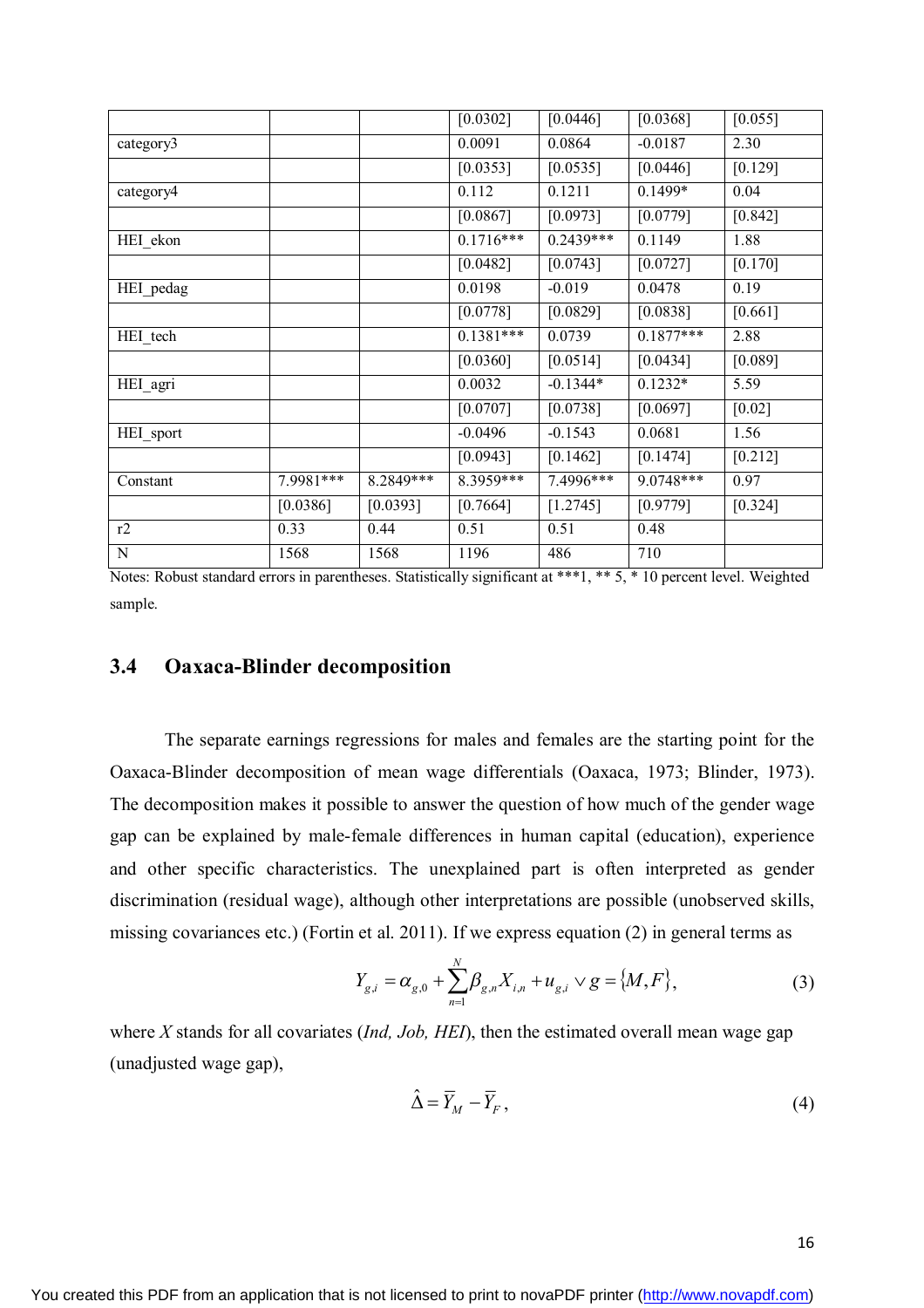|  |  |  | [0.0302] | [0.0446] | [0.0368] | [0.055] |
| --- | --- | --- | --- | --- | --- | --- |
| category3 |  |  | 0.0091 | 0.0864 | -0.0187 | 2.30 |
|  |  |  | [0.0353] | [0.0535] | [0.0446] | [0.129] |
| category4 |  |  | 0.112 | 0.1211 | 0.1499* | 0.04 |
|  |  |  | [0.0867] | [0.0973] | [0.0779] | [0.842] |
| HEI_ekon |  |  | 0.1716*** | 0.2439*** | 0.1149 | 1.88 |
|  |  |  | [0.0482] | [0.0743] | [0.0727] | [0.170] |
| HEI_pedag |  |  | 0.0198 | -0.019 | 0.0478 | 0.19 |
|  |  |  | [0.0778] | [0.0829] | [0.0838] | [0.661] |
| HEI_tech |  |  | 0.1381*** | 0.0739 | 0.1877*** | 2.88 |
|  |  |  | [0.0360] | [0.0514] | [0.0434] | [0.089] |
| HEI_agri |  |  | 0.0032 | -0.1344* | 0.1232* | 5.59 |
|  |  |  | [0.0707] | [0.0738] | [0.0697] | [0.02] |
| HEI_sport |  |  | -0.0496 | -0.1543 | 0.0681 | 1.56 |
|  |  |  | [0.0943] | [0.1462] | [0.1474] | [0.212] |
| Constant | 7.9981*** | 8.2849*** | 8.3959*** | 7.4996*** | 9.0748*** | 0.97 |
|  | [0.0386] | [0.0393] | [0.7664] | [1.2745] | [0.9779] | [0.324] |
| r2 | 0.33 | 0.44 | 0.51 | 0.51 | 0.48 |  |
| N | 1568 | 1568 | 1196 | 486 | 710 |  |

Notes: Robust standard errors in parentheses. Statistically significant at ***1, ** 5, * 10 percent level. Weighted sample.

### 3.4 Oaxaca-Blinder decomposition

The separate earnings regressions for males and females are the starting point for the Oaxaca-Blinder decomposition of mean wage differentials (Oaxaca, 1973; Blinder, 1973). The decomposition makes it possible to answer the question of how much of the gender wage gap can be explained by male-female differences in human capital (education), experience and other specific characteristics. The unexplained part is often interpreted as gender discrimination (residual wage), although other interpretations are possible (unobserved skills, missing covariances etc.) (Fortin et al. 2011). If we express equation (2) in general terms as

$$Y_{g,i} = \alpha_{g,0} + \sum_{n=1}^{N} \beta_{g,n} X_{i,n} + u_{g,i} \vee g = \{M, F\}, \tag{3}$$

where $X$ stands for all covariates (*Ind, Job, HEI*), then the estimated overall mean wage gap (unadjusted wage gap),

$$\hat{\Delta} = \overline{Y}_M - \overline{Y}_F, \tag{4}$$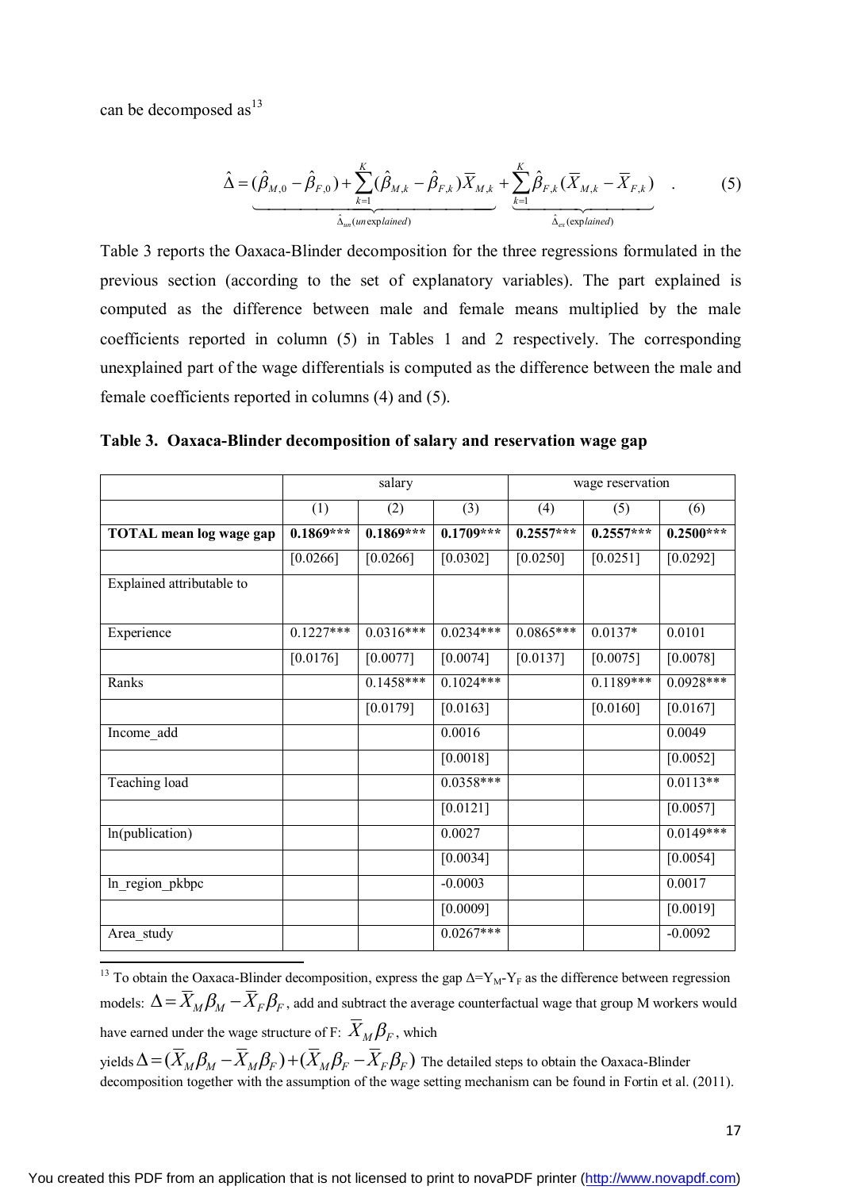can be decomposed as[13]

$$\hat{\Delta} = \underbrace{(\hat{\beta}_{M,0} - \hat{\beta}_{F,0}) + \sum_{k=1}^{K}(\hat{\beta}_{M,k} - \hat{\beta}_{F,k})\overline{X}_{M,k}}_{\hat{\Delta}_{un}(unexplained)} + \underbrace{\sum_{k=1}^{K}\hat{\beta}_{F,k}(\overline{X}_{M,k} - \overline{X}_{F,k})}_{\hat{\Delta}_{ex}(explained)} \quad . \qquad (5)$$

Table 3 reports the Oaxaca-Blinder decomposition for the three regressions formulated in the previous section (according to the set of explanatory variables). The part explained is computed as the difference between male and female means multiplied by the male coefficients reported in column (5) in Tables 1 and 2 respectively. The corresponding unexplained part of the wage differentials is computed as the difference between the male and female coefficients reported in columns (4) and (5).

**Table 3. Oaxaca-Blinder decomposition of salary and reservation wage gap**

| | salary | | | wage reservation | | |
|---|---|---|---|---|---|---|
| | (1) | (2) | (3) | (4) | (5) | (6) |
| **TOTAL mean log wage gap** | **0.1869*** ** | **0.1869*** ** | **0.1709*** ** | **0.2557*** ** | **0.2557*** ** | **0.2500*** ** |
| | [0.0266] | [0.0266] | [0.0302] | [0.0250] | [0.0251] | [0.0292] |
| Explained attributable to | | | | | | |
| Experience | 0.1227*** | 0.0316*** | 0.0234*** | 0.0865*** | 0.0137* | 0.0101 |
| | [0.0176] | [0.0077] | [0.0074] | [0.0137] | [0.0075] | [0.0078] |
| Ranks | | 0.1458*** | 0.1024*** | | 0.1189*** | 0.0928*** |
| | | [0.0179] | [0.0163] | | [0.0160] | [0.0167] |
| Income_add | | | 0.0016 | | | 0.0049 |
| | | | [0.0018] | | | [0.0052] |
| Teaching load | | | 0.0358*** | | | 0.0113** |
| | | | [0.0121] | | | [0.0057] |
| ln(publication) | | | 0.0027 | | | 0.0149*** |
| | | | [0.0034] | | | [0.0054] |
| ln_region_pkbpc | | | -0.0003 | | | 0.0017 |
| | | | [0.0009] | | | [0.0019] |
| Area_study | | | 0.0267*** | | | -0.0092 |

[13] To obtain the Oaxaca-Blinder decomposition, express the gap $\Delta = Y_M - Y_F$ as the difference between regression models: $\Delta = \overline{X}_M \beta_M - \overline{X}_F \beta_F$, add and subtract the average counterfactual wage that group M workers would have earned under the wage structure of F: $\overline{X}_M \beta_F$, which yields $\Delta = (\overline{X}_M \beta_M - \overline{X}_M \beta_F) + (\overline{X}_M \beta_F - \overline{X}_F \beta_F)$ The detailed steps to obtain the Oaxaca-Blinder decomposition together with the assumption of the wage setting mechanism can be found in Fortin et al. (2011).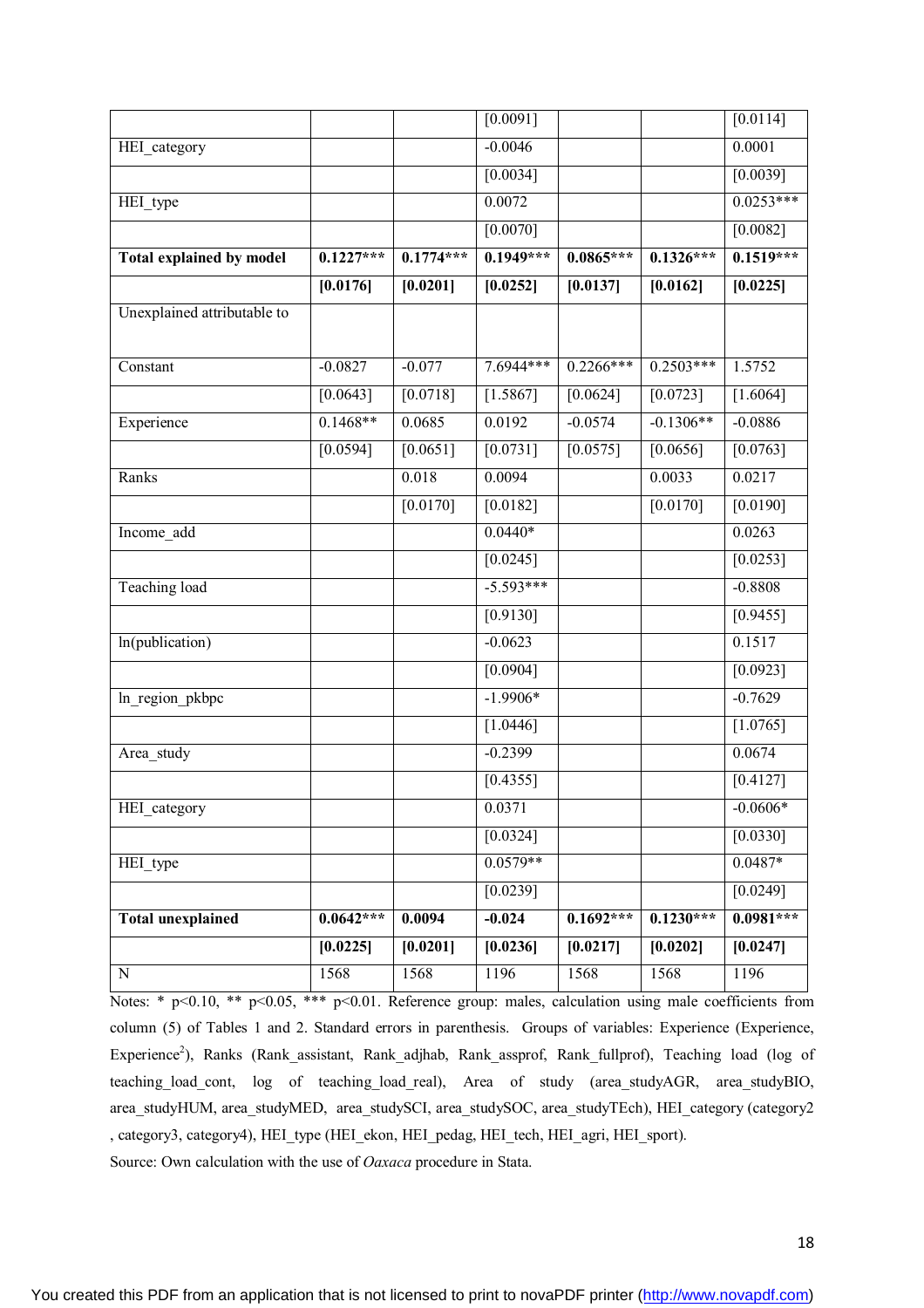| | | | | | | |
|---|---|---|---|---|---|---|
| | | | [0.0091] | | | [0.0114] |
| HEI_category | | | -0.0046 | | | 0.0001 |
| | | | [0.0034] | | | [0.0039] |
| HEI_type | | | 0.0072 | | | 0.0253*** |
| | | | [0.0070] | | | [0.0082] |
| **Total explained by model** | **0.1227*** ** | **0.1774*** ** | **0.1949*** ** | **0.0865*** ** | **0.1326*** ** | **0.1519*** ** |
| | **[0.0176]** | **[0.0201]** | **[0.0252]** | **[0.0137]** | **[0.0162]** | **[0.0225]** |
| Unexplained attributable to | | | | | | |
| Constant | -0.0827 | -0.077 | 7.6944*** | 0.2266*** | 0.2503*** | 1.5752 |
| | [0.0643] | [0.0718] | [1.5867] | [0.0624] | [0.0723] | [1.6064] |
| Experience | 0.1468** | 0.0685 | 0.0192 | -0.0574 | -0.1306** | -0.0886 |
| | [0.0594] | [0.0651] | [0.0731] | [0.0575] | [0.0656] | [0.0763] |
| Ranks | | 0.018 | 0.0094 | | 0.0033 | 0.0217 |
| | | [0.0170] | [0.0182] | | [0.0170] | [0.0190] |
| Income_add | | | 0.0440* | | | 0.0263 |
| | | | [0.0245] | | | [0.0253] |
| Teaching load | | | -5.593*** | | | -0.8808 |
| | | | [0.9130] | | | [0.9455] |
| ln(publication) | | | -0.0623 | | | 0.1517 |
| | | | [0.0904] | | | [0.0923] |
| ln_region_pkbpc | | | -1.9906* | | | -0.7629 |
| | | | [1.0446] | | | [1.0765] |
| Area_study | | | -0.2399 | | | 0.0674 |
| | | | [0.4355] | | | [0.4127] |
| HEI_category | | | 0.0371 | | | -0.0606* |
| | | | [0.0324] | | | [0.0330] |
| HEI_type | | | 0.0579** | | | 0.0487* |
| | | | [0.0239] | | | [0.0249] |
| **Total unexplained** | **0.0642*** ** | **0.0094** | **-0.024** | **0.1692*** ** | **0.1230*** ** | **0.0981*** ** |
| | **[0.0225]** | **[0.0201]** | **[0.0236]** | **[0.0217]** | **[0.0202]** | **[0.0247]** |
| N | 1568 | 1568 | 1196 | 1568 | 1568 | 1196 |

Notes: * p<0.10, ** p<0.05, *** p<0.01. Reference group: males, calculation using male coefficients from column (5) of Tables 1 and 2. Standard errors in parenthesis. Groups of variables: Experience (Experience, Experience$^2$), Ranks (Rank_assistant, Rank_adjhab, Rank_assprof, Rank_fullprof), Teaching load (log of teaching_load_cont, log of teaching_load_real), Area of study (area_studyAGR, area_studyBIO, area_studyHUM, area_studyMED, area_studySCI, area_studySOC, area_studyTEch), HEI_category (category2 , category3, category4), HEI_type (HEI_ekon, HEI_pedag, HEI_tech, HEI_agri, HEI_sport).

Source: Own calculation with the use of *Oaxaca* procedure in Stata.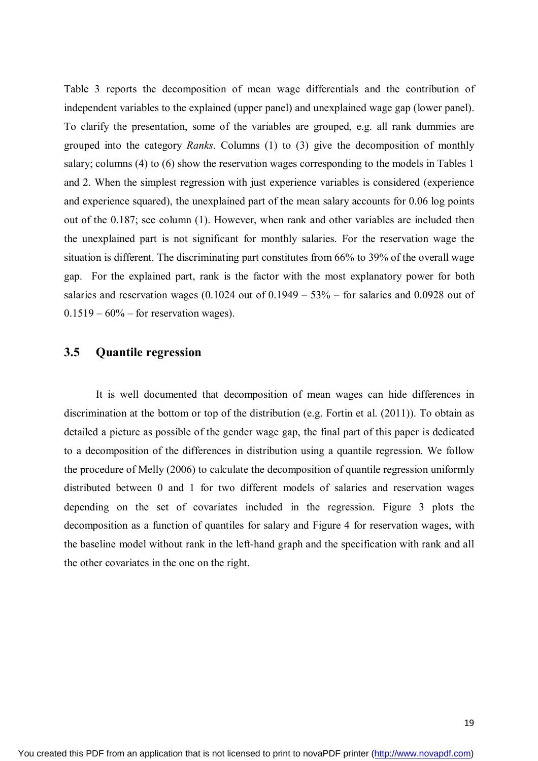Table 3 reports the decomposition of mean wage differentials and the contribution of independent variables to the explained (upper panel) and unexplained wage gap (lower panel). To clarify the presentation, some of the variables are grouped, e.g. all rank dummies are grouped into the category *Ranks*. Columns (1) to (3) give the decomposition of monthly salary; columns (4) to (6) show the reservation wages corresponding to the models in Tables 1 and 2. When the simplest regression with just experience variables is considered (experience and experience squared), the unexplained part of the mean salary accounts for 0.06 log points out of the 0.187; see column (1). However, when rank and other variables are included then the unexplained part is not significant for monthly salaries. For the reservation wage the situation is different. The discriminating part constitutes from 66% to 39% of the overall wage gap. For the explained part, rank is the factor with the most explanatory power for both salaries and reservation wages (0.1024 out of 0.1949 – 53% – for salaries and 0.0928 out of 0.1519 – 60% – for reservation wages).

### 3.5 Quantile regression

It is well documented that decomposition of mean wages can hide differences in discrimination at the bottom or top of the distribution (e.g. Fortin et al. (2011)). To obtain as detailed a picture as possible of the gender wage gap, the final part of this paper is dedicated to a decomposition of the differences in distribution using a quantile regression. We follow the procedure of Melly (2006) to calculate the decomposition of quantile regression uniformly distributed between 0 and 1 for two different models of salaries and reservation wages depending on the set of covariates included in the regression. Figure 3 plots the decomposition as a function of quantiles for salary and Figure 4 for reservation wages, with the baseline model without rank in the left-hand graph and the specification with rank and all the other covariates in the one on the right.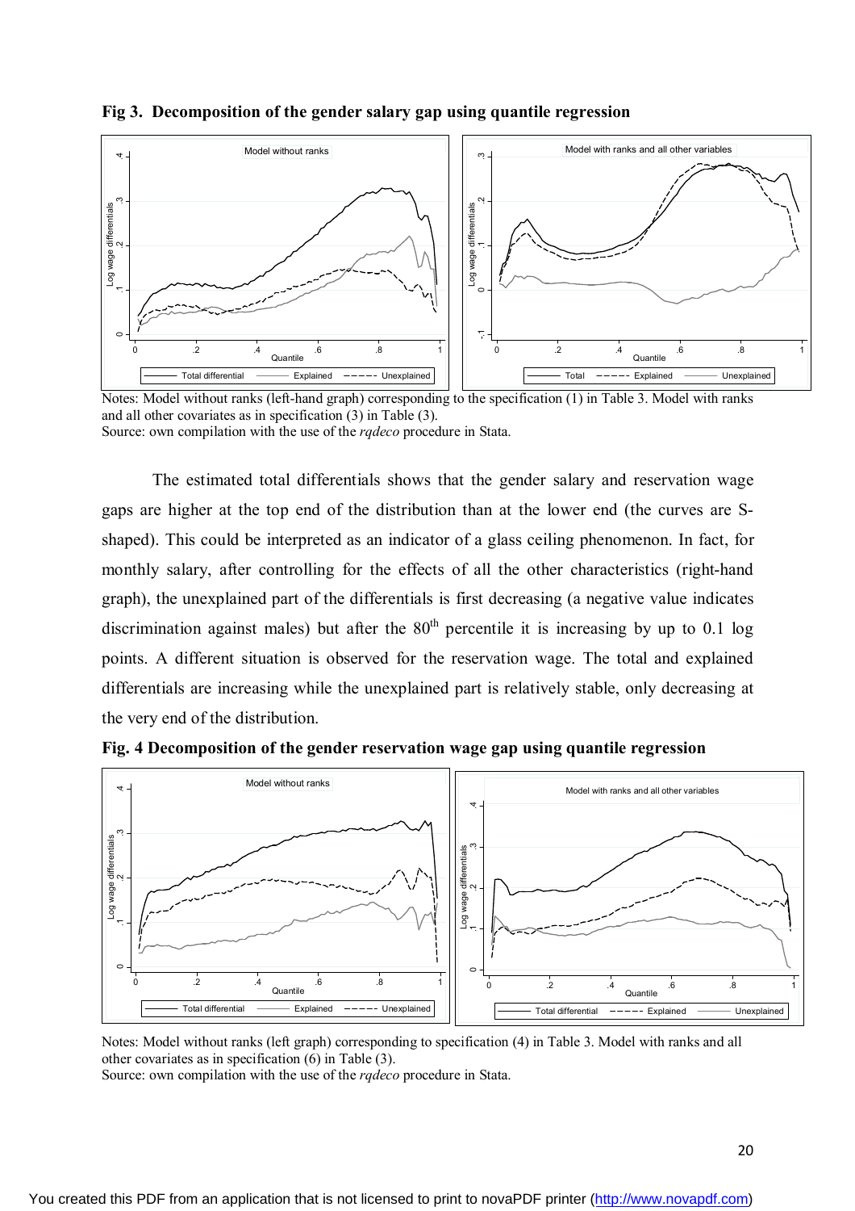**Fig 3. Decomposition of the gender salary gap using quantile regression**

Notes: Model without ranks (left-hand graph) corresponding to the specification (1) in Table 3. Model with ranks and all other covariates as in specification (3) in Table (3).
Source: own compilation with the use of the *rqdeco* procedure in Stata.

The estimated total differentials shows that the gender salary and reservation wage gaps are higher at the top end of the distribution than at the lower end (the curves are S-shaped). This could be interpreted as an indicator of a glass ceiling phenomenon. In fact, for monthly salary, after controlling for the effects of all the other characteristics (right-hand graph), the unexplained part of the differentials is first decreasing (a negative value indicates discrimination against males) but after the 80th percentile it is increasing by up to 0.1 log points. A different situation is observed for the reservation wage. The total and explained differentials are increasing while the unexplained part is relatively stable, only decreasing at the very end of the distribution.

**Fig. 4 Decomposition of the gender reservation wage gap using quantile regression**

Notes: Model without ranks (left graph) corresponding to specification (4) in Table 3. Model with ranks and all other covariates as in specification (6) in Table (3).
Source: own compilation with the use of the *rqdeco* procedure in Stata.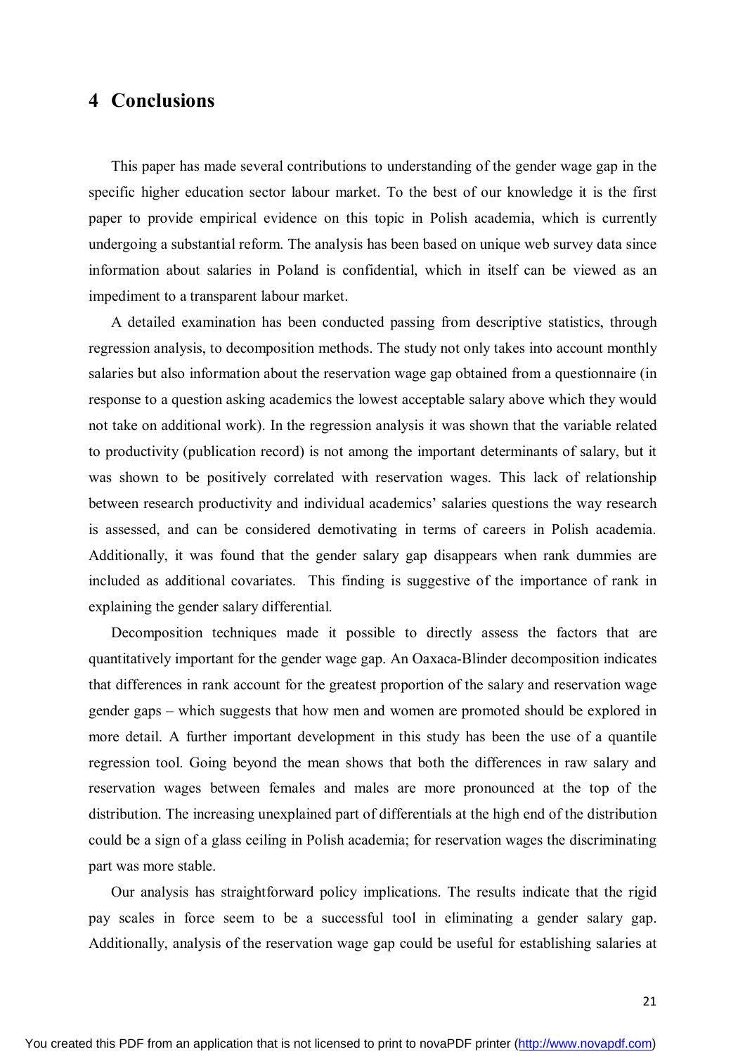# 4 Conclusions

This paper has made several contributions to understanding of the gender wage gap in the specific higher education sector labour market. To the best of our knowledge it is the first paper to provide empirical evidence on this topic in Polish academia, which is currently undergoing a substantial reform. The analysis has been based on unique web survey data since information about salaries in Poland is confidential, which in itself can be viewed as an impediment to a transparent labour market.

A detailed examination has been conducted passing from descriptive statistics, through regression analysis, to decomposition methods. The study not only takes into account monthly salaries but also information about the reservation wage gap obtained from a questionnaire (in response to a question asking academics the lowest acceptable salary above which they would not take on additional work). In the regression analysis it was shown that the variable related to productivity (publication record) is not among the important determinants of salary, but it was shown to be positively correlated with reservation wages. This lack of relationship between research productivity and individual academics' salaries questions the way research is assessed, and can be considered demotivating in terms of careers in Polish academia. Additionally, it was found that the gender salary gap disappears when rank dummies are included as additional covariates. This finding is suggestive of the importance of rank in explaining the gender salary differential.

Decomposition techniques made it possible to directly assess the factors that are quantitatively important for the gender wage gap. An Oaxaca-Blinder decomposition indicates that differences in rank account for the greatest proportion of the salary and reservation wage gender gaps – which suggests that how men and women are promoted should be explored in more detail. A further important development in this study has been the use of a quantile regression tool. Going beyond the mean shows that both the differences in raw salary and reservation wages between females and males are more pronounced at the top of the distribution. The increasing unexplained part of differentials at the high end of the distribution could be a sign of a glass ceiling in Polish academia; for reservation wages the discriminating part was more stable.

Our analysis has straightforward policy implications. The results indicate that the rigid pay scales in force seem to be a successful tool in eliminating a gender salary gap. Additionally, analysis of the reservation wage gap could be useful for establishing salaries at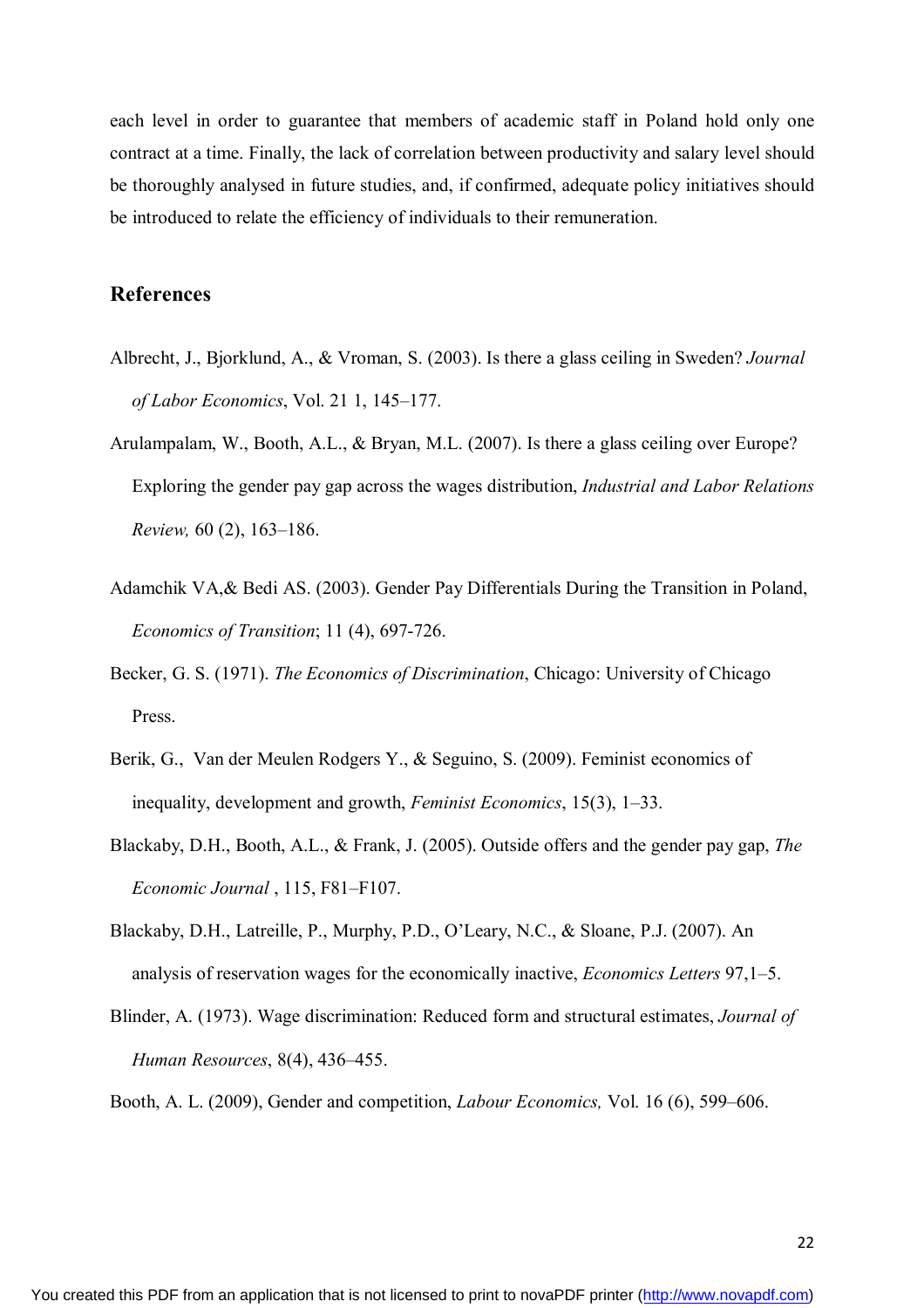each level in order to guarantee that members of academic staff in Poland hold only one contract at a time. Finally, the lack of correlation between productivity and salary level should be thoroughly analysed in future studies, and, if confirmed, adequate policy initiatives should be introduced to relate the efficiency of individuals to their remuneration.

## References

Albrecht, J., Bjorklund, A., & Vroman, S. (2003). Is there a glass ceiling in Sweden? *Journal of Labor Economics*, Vol. 21 1, 145–177.

Arulampalam, W., Booth, A.L., & Bryan, M.L. (2007). Is there a glass ceiling over Europe? Exploring the gender pay gap across the wages distribution, *Industrial and Labor Relations Review,* 60 (2), 163–186.

Adamchik VA,& Bedi AS. (2003). Gender Pay Differentials During the Transition in Poland, *Economics of Transition*; 11 (4), 697-726.

Becker, G. S. (1971). *The Economics of Discrimination*, Chicago: University of Chicago Press.

Berik, G., Van der Meulen Rodgers Y., & Seguino, S. (2009). Feminist economics of inequality, development and growth, *Feminist Economics*, 15(3), 1–33.

Blackaby, D.H., Booth, A.L., & Frank, J. (2005). Outside offers and the gender pay gap, *The Economic Journal* , 115, F81–F107.

Blackaby, D.H., Latreille, P., Murphy, P.D., O'Leary, N.C., & Sloane, P.J. (2007). An analysis of reservation wages for the economically inactive, *Economics Letters* 97,1–5.

Blinder, A. (1973). Wage discrimination: Reduced form and structural estimates, *Journal of Human Resources*, 8(4), 436–455.

Booth, A. L. (2009), Gender and competition, *Labour Economics,* Vol. 16 (6), 599–606.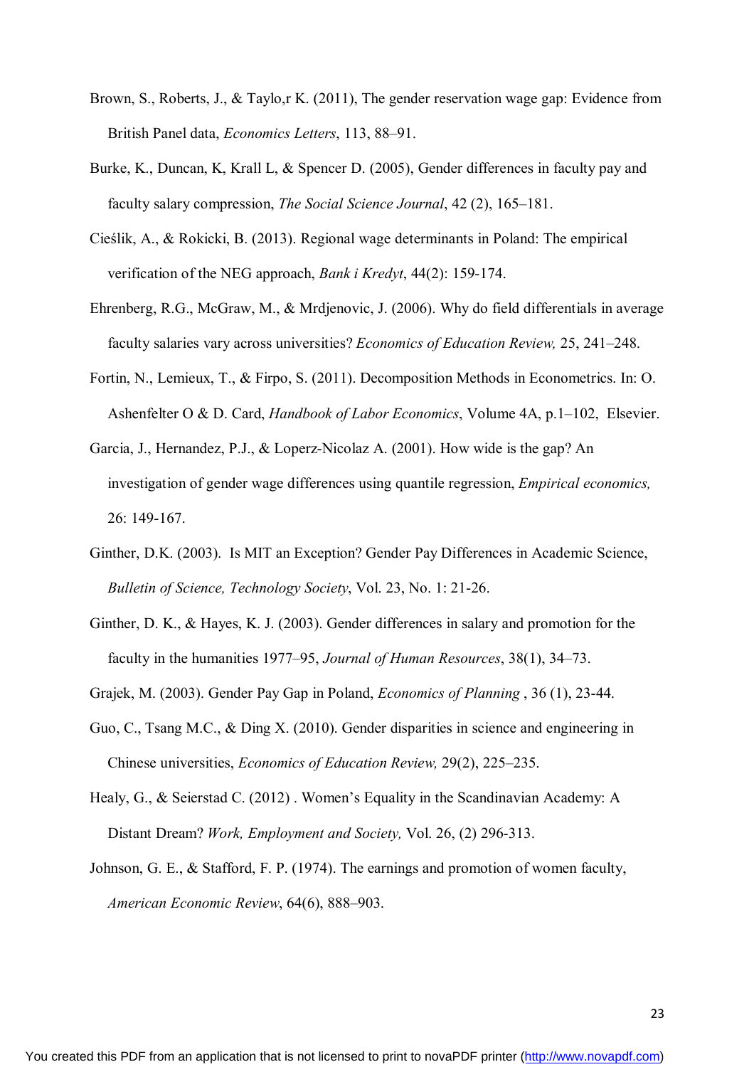Brown, S., Roberts, J., & Taylo,r K. (2011), The gender reservation wage gap: Evidence from British Panel data, *Economics Letters*, 113, 88–91.

Burke, K., Duncan, K, Krall L, & Spencer D. (2005), Gender differences in faculty pay and faculty salary compression, *The Social Science Journal*, 42 (2), 165–181.

Cieślik, A., & Rokicki, B. (2013). Regional wage determinants in Poland: The empirical verification of the NEG approach, *Bank i Kredyt*, 44(2): 159-174.

Ehrenberg, R.G., McGraw, M., & Mrdjenovic, J. (2006). Why do field differentials in average faculty salaries vary across universities? *Economics of Education Review,* 25, 241–248.

Fortin, N., Lemieux, T., & Firpo, S. (2011). Decomposition Methods in Econometrics. In: O. Ashenfelter O & D. Card, *Handbook of Labor Economics*, Volume 4A, p.1–102, Elsevier.

Garcia, J., Hernandez, P.J., & Loperz-Nicolaz A. (2001). How wide is the gap? An investigation of gender wage differences using quantile regression, *Empirical economics,* 26: 149-167.

Ginther, D.K. (2003). Is MIT an Exception? Gender Pay Differences in Academic Science, *Bulletin of Science, Technology Society*, Vol. 23, No. 1: 21-26.

Ginther, D. K., & Hayes, K. J. (2003). Gender differences in salary and promotion for the faculty in the humanities 1977–95, *Journal of Human Resources*, 38(1), 34–73.

Grajek, M. (2003). Gender Pay Gap in Poland, *Economics of Planning* , 36 (1), 23-44.

Guo, C., Tsang M.C., & Ding X. (2010). Gender disparities in science and engineering in Chinese universities, *Economics of Education Review,* 29(2), 225–235.

Healy, G., & Seierstad C. (2012) . Women's Equality in the Scandinavian Academy: A Distant Dream? *Work, Employment and Society,* Vol. 26, (2) 296-313.

Johnson, G. E., & Stafford, F. P. (1974). The earnings and promotion of women faculty, *American Economic Review*, 64(6), 888–903.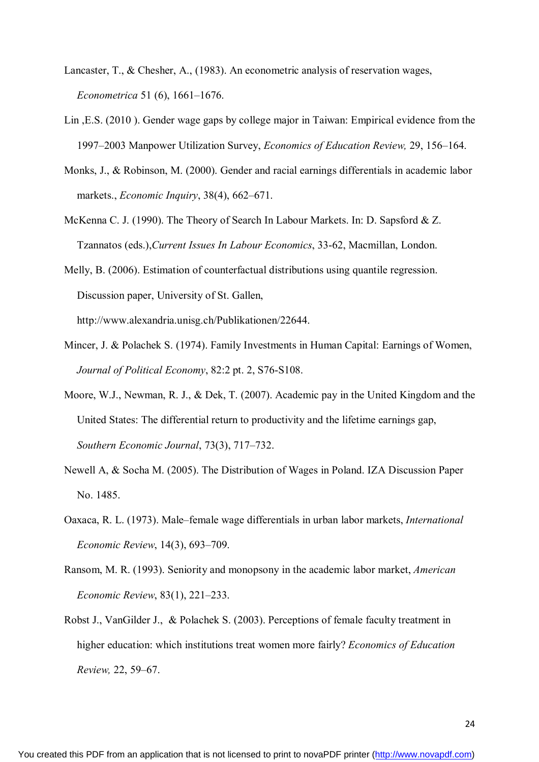Lancaster, T., & Chesher, A., (1983). An econometric analysis of reservation wages, *Econometrica* 51 (6), 1661–1676.

Lin ,E.S. (2010 ). Gender wage gaps by college major in Taiwan: Empirical evidence from the 1997–2003 Manpower Utilization Survey, *Economics of Education Review,* 29, 156–164.

Monks, J., & Robinson, M. (2000). Gender and racial earnings differentials in academic labor markets., *Economic Inquiry*, 38(4), 662–671.

McKenna C. J. (1990). The Theory of Search In Labour Markets. In: D. Sapsford & Z. Tzannatos (eds.),*Current Issues In Labour Economics*, 33-62, Macmillan, London.

Melly, B. (2006). Estimation of counterfactual distributions using quantile regression. Discussion paper, University of St. Gallen, http://www.alexandria.unisg.ch/Publikationen/22644.

Mincer, J. & Polachek S. (1974). Family Investments in Human Capital: Earnings of Women, *Journal of Political Economy*, 82:2 pt. 2, S76-S108.

Moore, W.J., Newman, R. J., & Dek, T. (2007). Academic pay in the United Kingdom and the United States: The differential return to productivity and the lifetime earnings gap, *Southern Economic Journal*, 73(3), 717–732.

Newell A, & Socha M. (2005). The Distribution of Wages in Poland. IZA Discussion Paper No. 1485.

Oaxaca, R. L. (1973). Male–female wage differentials in urban labor markets, *International Economic Review*, 14(3), 693–709.

Ransom, M. R. (1993). Seniority and monopsony in the academic labor market, *American Economic Review*, 83(1), 221–233.

Robst J., VanGilder J., & Polachek S. (2003). Perceptions of female faculty treatment in higher education: which institutions treat women more fairly? *Economics of Education Review,* 22, 59–67.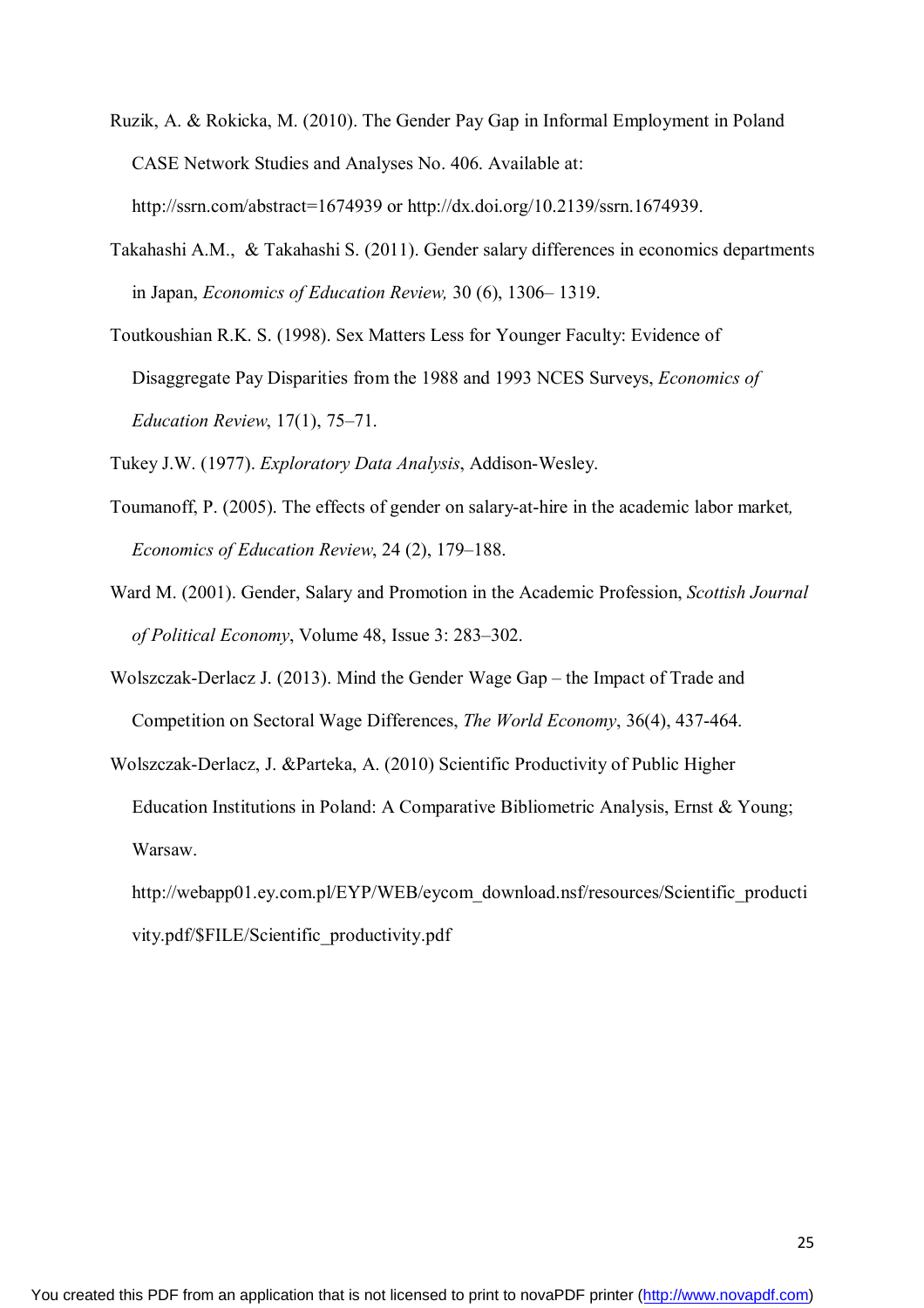Ruzik, A. & Rokicka, M. (2010). The Gender Pay Gap in Informal Employment in Poland CASE Network Studies and Analyses No. 406. Available at: http://ssrn.com/abstract=1674939 or http://dx.doi.org/10.2139/ssrn.1674939.

Takahashi A.M., & Takahashi S. (2011). Gender salary differences in economics departments in Japan, *Economics of Education Review,* 30 (6), 1306– 1319.

Toutkoushian R.K. S. (1998). Sex Matters Less for Younger Faculty: Evidence of Disaggregate Pay Disparities from the 1988 and 1993 NCES Surveys, *Economics of Education Review*, 17(1), 75–71.

Tukey J.W. (1977). *Exploratory Data Analysis*, Addison-Wesley.

Toumanoff, P. (2005). The effects of gender on salary-at-hire in the academic labor market, *Economics of Education Review*, 24 (2), 179–188.

Ward M. (2001). Gender, Salary and Promotion in the Academic Profession, *Scottish Journal of Political Economy*, Volume 48, Issue 3: 283–302.

Wolszczak-Derlacz J. (2013). Mind the Gender Wage Gap – the Impact of Trade and Competition on Sectoral Wage Differences, *The World Economy*, 36(4), 437-464.

Wolszczak-Derlacz, J. &Parteka, A. (2010) Scientific Productivity of Public Higher Education Institutions in Poland: A Comparative Bibliometric Analysis, Ernst & Young; Warsaw. http://webapp01.ey.com.pl/EYP/WEB/eycom_download.nsf/resources/Scientific_productivity.pdf/$FILE/Scientific_productivity.pdf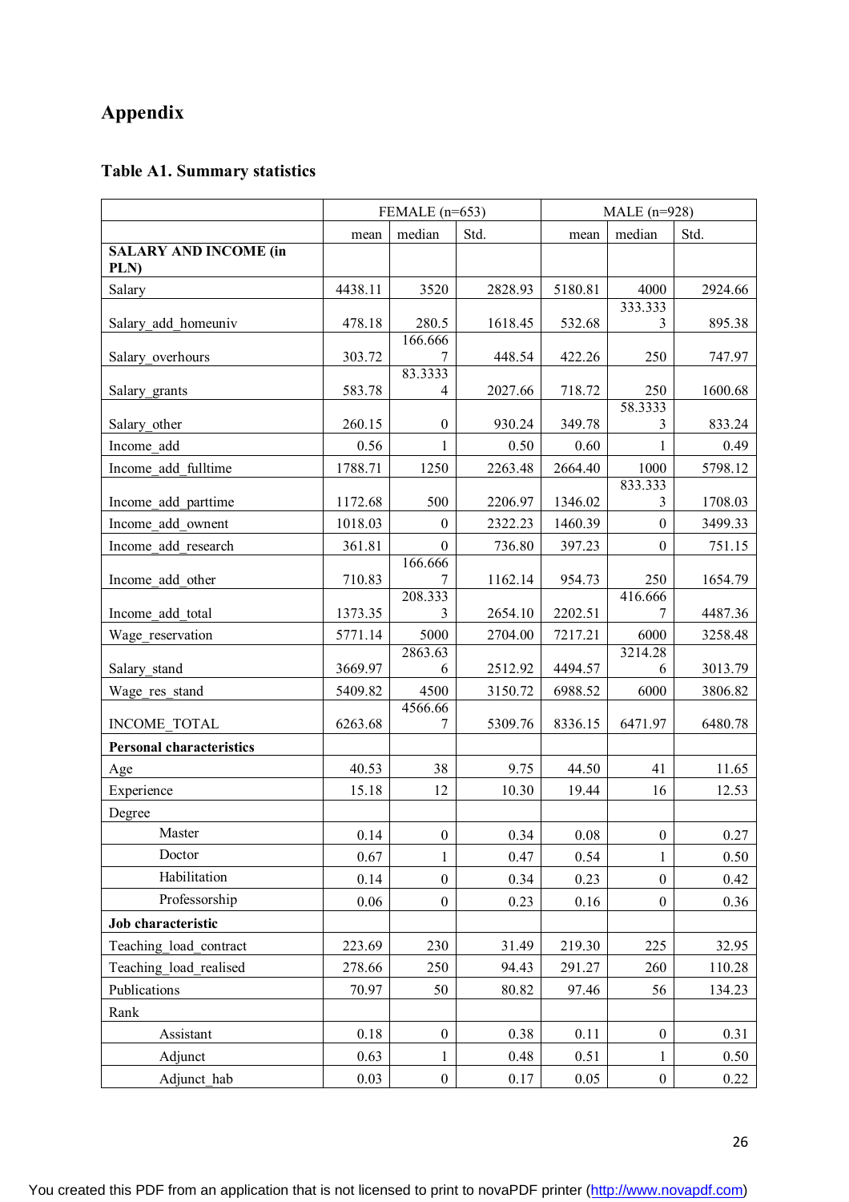## Appendix

### Table A1. Summary statistics

| | FEMALE (n=653) | | | MALE (n=928) | | |
|---|---|---|---|---|---|---|
| | mean | median | Std. | mean | median | Std. |
| **SALARY AND INCOME (in PLN)** | | | | | | |
| Salary | 4438.11 | 3520 | 2828.93 | 5180.81 | 4000 | 2924.66 |
| Salary_add_homeuniv | 478.18 | 280.5 | 1618.45 | 532.68 | 333.3333 | 895.38 |
| Salary_overhours | 303.72 | 166.6667 | 448.54 | 422.26 | 250 | 747.97 |
| Salary_grants | 583.78 | 83.33334 | 2027.66 | 718.72 | 250 | 1600.68 |
| Salary_other | 260.15 | 0 | 930.24 | 349.78 | 58.33333 | 833.24 |
| Income_add | 0.56 | 1 | 0.50 | 0.60 | 1 | 0.49 |
| Income_add_fulltime | 1788.71 | 1250 | 2263.48 | 2664.40 | 1000 | 5798.12 |
| Income_add_parttime | 1172.68 | 500 | 2206.97 | 1346.02 | 833.3333 | 1708.03 |
| Income_add_ownent | 1018.03 | 0 | 2322.23 | 1460.39 | 0 | 3499.33 |
| Income_add_research | 361.81 | 0 | 736.80 | 397.23 | 0 | 751.15 |
| Income_add_other | 710.83 | 166.6667 | 1162.14 | 954.73 | 250 | 1654.79 |
| Income_add_total | 1373.35 | 208.3333 | 2654.10 | 2202.51 | 416.6667 | 4487.36 |
| Wage_reservation | 5771.14 | 5000 | 2704.00 | 7217.21 | 6000 | 3258.48 |
| Salary_stand | 3669.97 | 2863.636 | 2512.92 | 4494.57 | 3214.286 | 3013.79 |
| Wage_res_stand | 5409.82 | 4500 | 3150.72 | 6988.52 | 6000 | 3806.82 |
| INCOME_TOTAL | 6263.68 | 4566.667 | 5309.76 | 8336.15 | 6471.97 | 6480.78 |
| **Personal characteristics** | | | | | | |
| Age | 40.53 | 38 | 9.75 | 44.50 | 41 | 11.65 |
| Experience | 15.18 | 12 | 10.30 | 19.44 | 16 | 12.53 |
| Degree | | | | | | |
| Master | 0.14 | 0 | 0.34 | 0.08 | 0 | 0.27 |
| Doctor | 0.67 | 1 | 0.47 | 0.54 | 1 | 0.50 |
| Habilitation | 0.14 | 0 | 0.34 | 0.23 | 0 | 0.42 |
| Professorship | 0.06 | 0 | 0.23 | 0.16 | 0 | 0.36 |
| **Job characteristic** | | | | | | |
| Teaching_load_contract | 223.69 | 230 | 31.49 | 219.30 | 225 | 32.95 |
| Teaching_load_realised | 278.66 | 250 | 94.43 | 291.27 | 260 | 110.28 |
| Publications | 70.97 | 50 | 80.82 | 97.46 | 56 | 134.23 |
| Rank | | | | | | |
| Assistant | 0.18 | 0 | 0.38 | 0.11 | 0 | 0.31 |
| Adjunct | 0.63 | 1 | 0.48 | 0.51 | 1 | 0.50 |
| Adjunct_hab | 0.03 | 0 | 0.17 | 0.05 | 0 | 0.22 |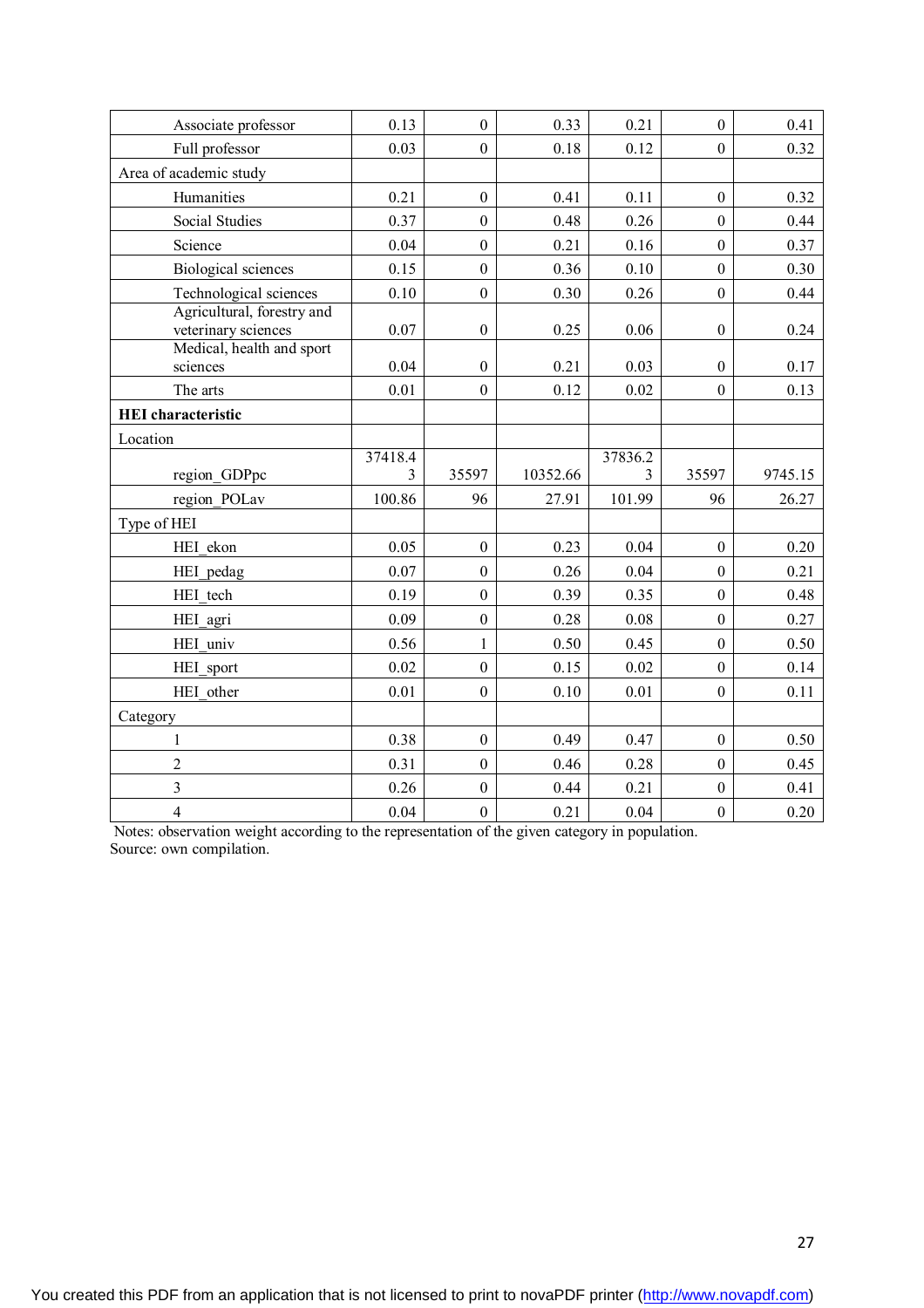| | | | | | | |
|---|---|---|---|---|---|---|
| Associate professor | 0.13 | 0 | 0.33 | 0.21 | 0 | 0.41 |
| Full professor | 0.03 | 0 | 0.18 | 0.12 | 0 | 0.32 |
| Area of academic study | | | | | | |
| Humanities | 0.21 | 0 | 0.41 | 0.11 | 0 | 0.32 |
| Social Studies | 0.37 | 0 | 0.48 | 0.26 | 0 | 0.44 |
| Science | 0.04 | 0 | 0.21 | 0.16 | 0 | 0.37 |
| Biological sciences | 0.15 | 0 | 0.36 | 0.10 | 0 | 0.30 |
| Technological sciences | 0.10 | 0 | 0.30 | 0.26 | 0 | 0.44 |
| Agricultural, forestry and veterinary sciences | 0.07 | 0 | 0.25 | 0.06 | 0 | 0.24 |
| Medical, health and sport sciences | 0.04 | 0 | 0.21 | 0.03 | 0 | 0.17 |
| The arts | 0.01 | 0 | 0.12 | 0.02 | 0 | 0.13 |
| **HEI characteristic** | | | | | | |
| Location | | | | | | |
| region_GDPpc | 37418.43 | 35597 | 10352.66 | 37836.23 | 35597 | 9745.15 |
| region_POLav | 100.86 | 96 | 27.91 | 101.99 | 96 | 26.27 |
| Type of HEI | | | | | | |
| HEI_ekon | 0.05 | 0 | 0.23 | 0.04 | 0 | 0.20 |
| HEI_pedag | 0.07 | 0 | 0.26 | 0.04 | 0 | 0.21 |
| HEI_tech | 0.19 | 0 | 0.39 | 0.35 | 0 | 0.48 |
| HEI_agri | 0.09 | 0 | 0.28 | 0.08 | 0 | 0.27 |
| HEI_univ | 0.56 | 1 | 0.50 | 0.45 | 0 | 0.50 |
| HEI_sport | 0.02 | 0 | 0.15 | 0.02 | 0 | 0.14 |
| HEI_other | 0.01 | 0 | 0.10 | 0.01 | 0 | 0.11 |
| Category | | | | | | |
| 1 | 0.38 | 0 | 0.49 | 0.47 | 0 | 0.50 |
| 2 | 0.31 | 0 | 0.46 | 0.28 | 0 | 0.45 |
| 3 | 0.26 | 0 | 0.44 | 0.21 | 0 | 0.41 |
| 4 | 0.04 | 0 | 0.21 | 0.04 | 0 | 0.20 |

Notes: observation weight according to the representation of the given category in population.
Source: own compilation.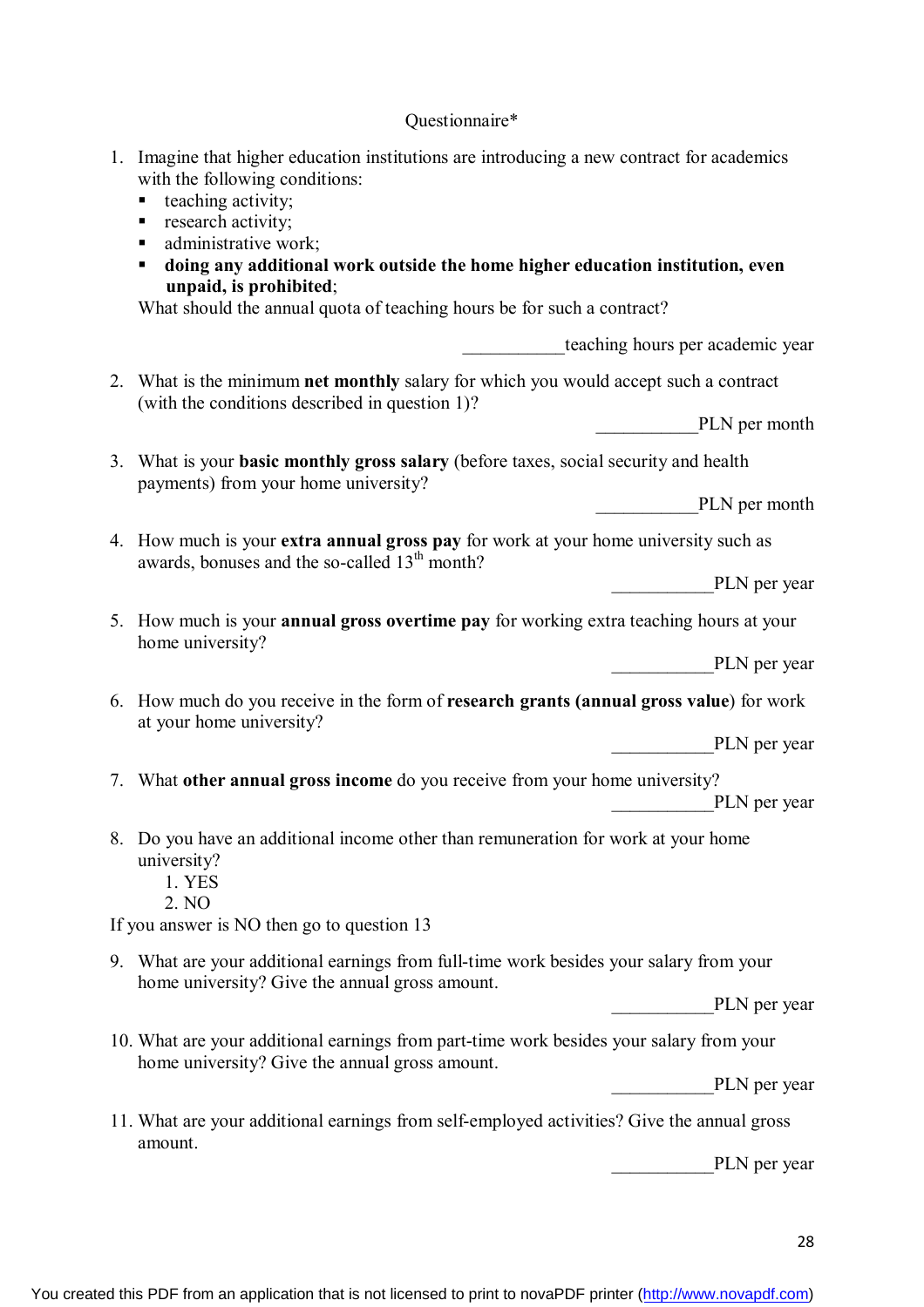Questionnaire*

1. Imagine that higher education institutions are introducing a new contract for academics with the following conditions:
   - teaching activity;
   - research activity;
   - administrative work;
   - **doing any additional work outside the home higher education institution, even unpaid, is prohibited**;

   What should the annual quota of teaching hours be for such a contract?

   ___________teaching hours per academic year

2. What is the minimum **net monthly** salary for which you would accept such a contract (with the conditions described in question 1)?

   ___________PLN per month

3. What is your **basic monthly gross salary** (before taxes, social security and health payments) from your home university?

   ___________PLN per month

4. How much is your **extra annual gross pay** for work at your home university such as awards, bonuses and the so-called 13th month?

   ___________PLN per year

5. How much is your **annual gross overtime pay** for working extra teaching hours at your home university?

   ___________PLN per year

6. How much do you receive in the form of **research grants (annual gross value**) for work at your home university?

   ___________PLN per year

7. What **other annual gross income** do you receive from your home university?

   ___________PLN per year

8. Do you have an additional income other than remuneration for work at your home university?
   1. YES
   2. NO

If you answer is NO then go to question 13

9. What are your additional earnings from full-time work besides your salary from your home university? Give the annual gross amount.

   ___________PLN per year

10. What are your additional earnings from part-time work besides your salary from your home university? Give the annual gross amount.

    ___________PLN per year

11. What are your additional earnings from self-employed activities? Give the annual gross amount.

    ___________PLN per year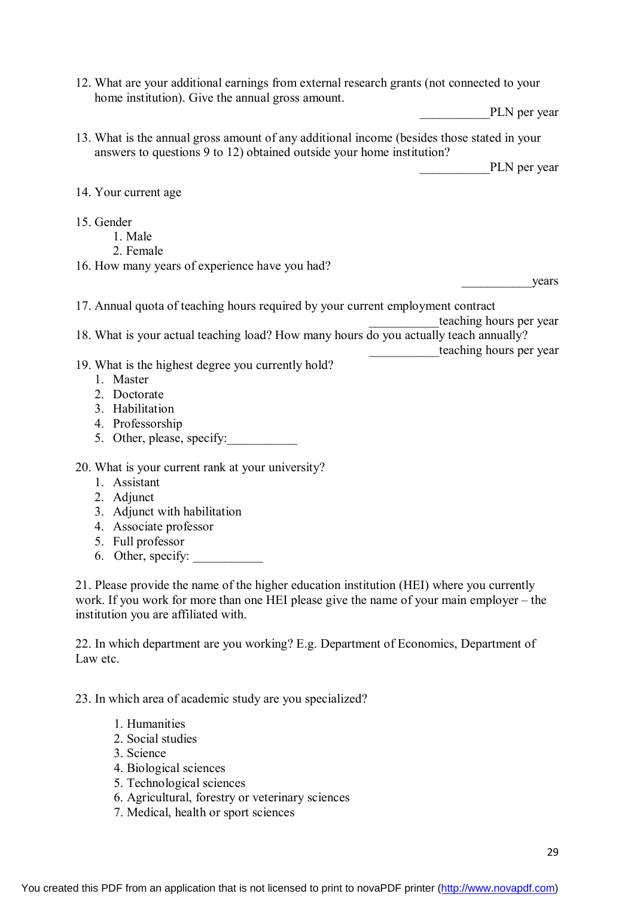12. What are your additional earnings from external research grants (not connected to your home institution). Give the annual gross amount.

    ___________PLN per year

13. What is the annual gross amount of any additional income (besides those stated in your answers to questions 9 to 12) obtained outside your home institution?

    ___________PLN per year

14. Your current age

15. Gender
    1. Male
    2. Female

16. How many years of experience have you had?

    ___________years

17. Annual quota of teaching hours required by your current employment contract

    ___________teaching hours per year

18. What is your actual teaching load? How many hours do you actually teach annually?

    ___________teaching hours per year

19. What is the highest degree you currently hold?
    1. Master
    2. Doctorate
    3. Habilitation
    4. Professorship
    5. Other, please, specify:___________

20. What is your current rank at your university?
    1. Assistant
    2. Adjunct
    3. Adjunct with habilitation
    4. Associate professor
    5. Full professor
    6. Other, specify: ___________

21. Please provide the name of the higher education institution (HEI) where you currently work. If you work for more than one HEI please give the name of your main employer – the institution you are affiliated with.

22. In which department are you working? E.g. Department of Economics, Department of Law etc.

23. In which area of academic study are you specialized?
    1. Humanities
    2. Social studies
    3. Science
    4. Biological sciences
    5. Technological sciences
    6. Agricultural, forestry or veterinary sciences
    7. Medical, health or sport sciences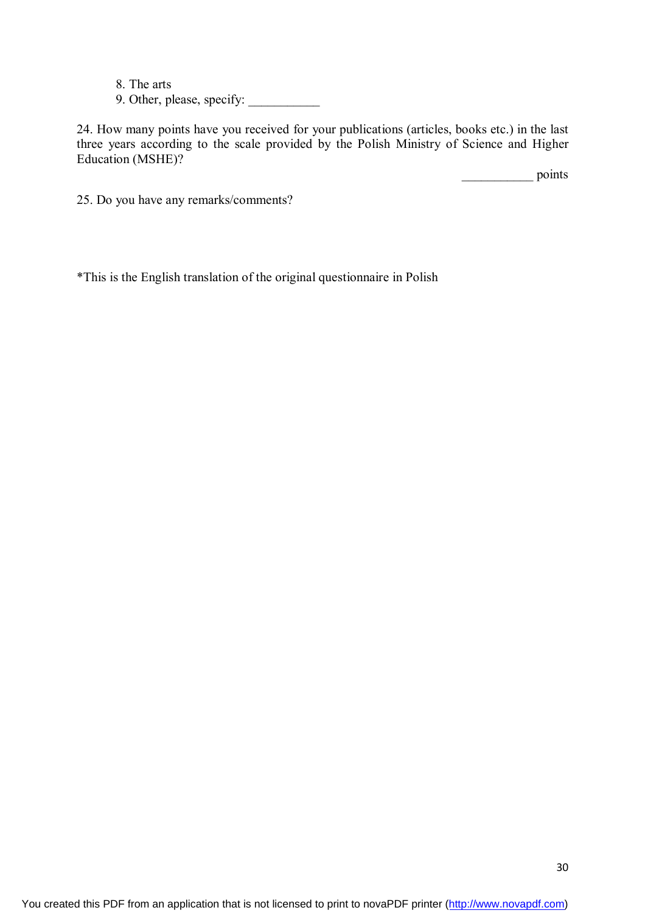8. The arts
9. Other, please, specify: ___________

24. How many points have you received for your publications (articles, books etc.) in the last three years according to the scale provided by the Polish Ministry of Science and Higher Education (MSHE)?

___________ points

25. Do you have any remarks/comments?

*This is the English translation of the original questionnaire in Polish

You created this PDF from an application that is not licensed to print to novaPDF printer (http://www.novapdf.com)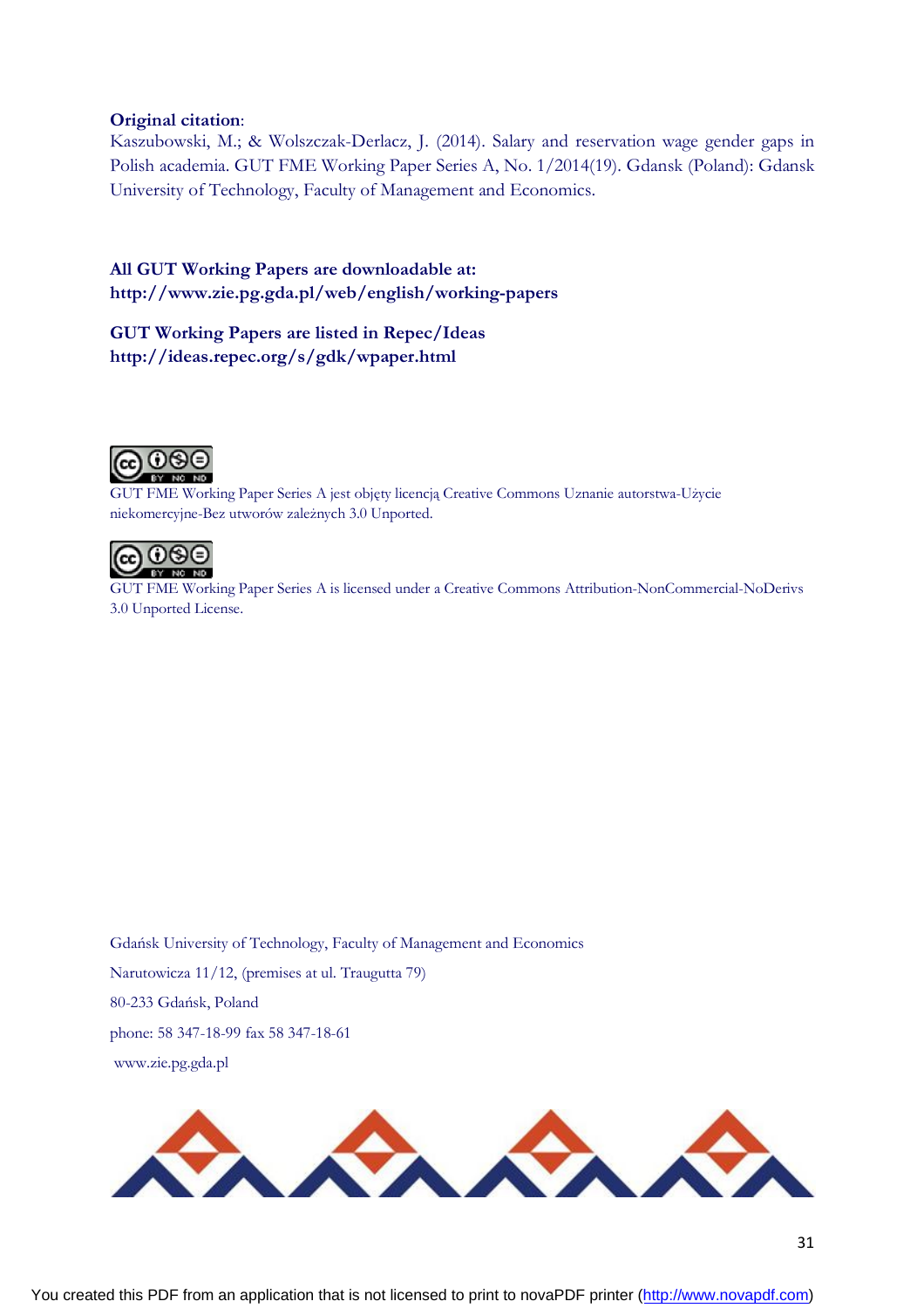**Original citation**:
Kaszubowski, M.; & Wolszczak-Derlacz, J. (2014). Salary and reservation wage gender gaps in Polish academia. GUT FME Working Paper Series A, No. 1/2014(19). Gdansk (Poland): Gdansk University of Technology, Faculty of Management and Economics.

**All GUT Working Papers are downloadable at:**
**http://www.zie.pg.gda.pl/web/english/working-papers**

**GUT Working Papers are listed in Repec/Ideas**
**http://ideas.repec.org/s/gdk/wpaper.html**

GUT FME Working Paper Series A jest objęty licencją Creative Commons Uznanie autorstwa-Użycie niekomercyjne-Bez utworów zależnych 3.0 Unported.

GUT FME Working Paper Series A is licensed under a Creative Commons Attribution-NonCommercial-NoDerivs 3.0 Unported License.

Gdańsk University of Technology, Faculty of Management and Economics

Narutowicza 11/12, (premises at ul. Traugutta 79)

80-233 Gdańsk, Poland

phone: 58 347-18-99 fax 58 347-18-61

www.zie.pg.gda.pl

You created this PDF from an application that is not licensed to print to novaPDF printer (http://www.novapdf.com)